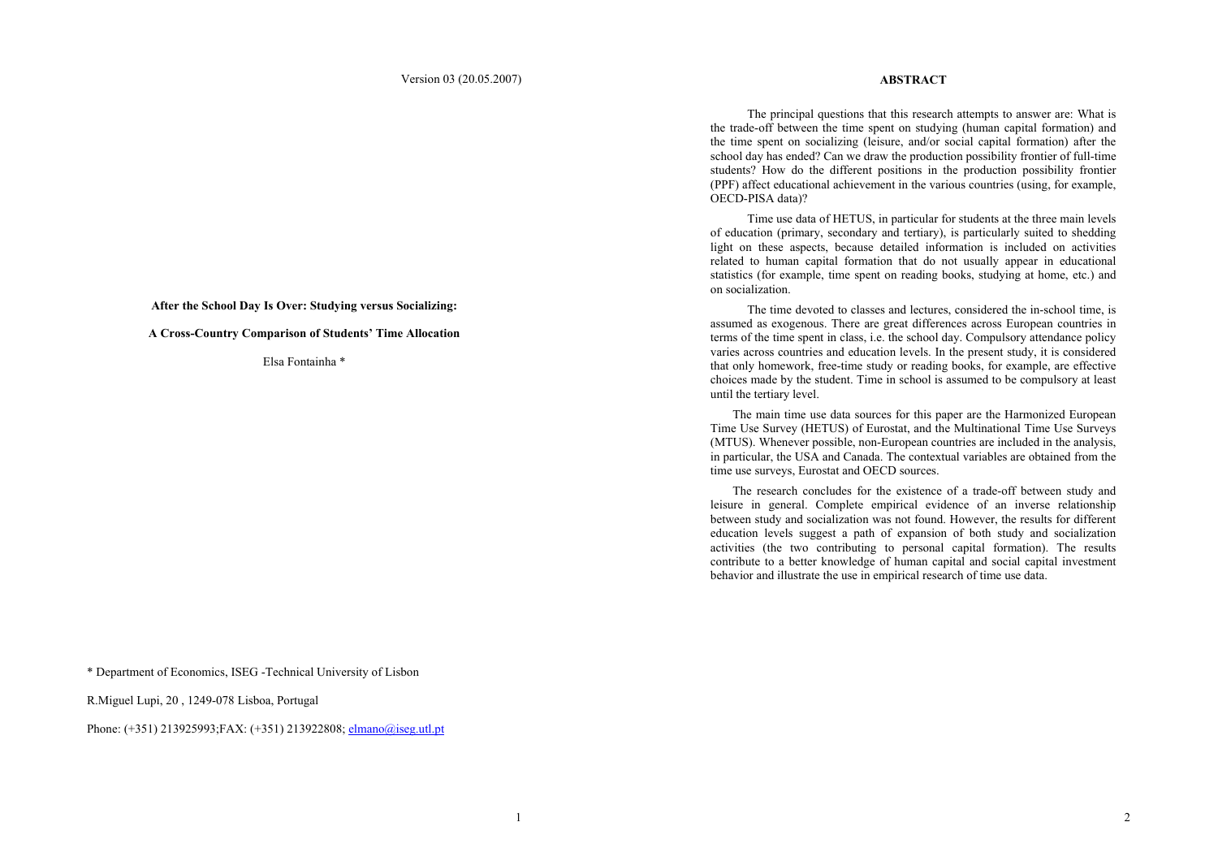Version 03 (20.05.2007)

# After the School Day Is Over: Studying versus Socializing:

# A Cross-Country Comparison of Students' Time Allocation

Elsa Fontainha *

\* Department of Economics, ISEG -Technical University of Lisbon

R.Miguel Lupi, 20 , 1249-078 Lisboa, Portugal

Phone: (+351) 213925993;FAX: (+351) 213922808; elmano@iseg.utl.pt

## ABSTRACT

The principal questions that this research attempts to answer are: What is the trade-off between the time spent on studying (human capital formation) and the time spent on socializing (leisure, and/or social capital formation) after the school day has ended? Can we draw the production possibility frontier of full-time students? How do the different positions in the production possibility frontier (PPF) affect educational achievement in the various countries (using, for example, OECD-PISA data)?

Time use data of HETUS, in particular for students at the three main levels of education (primary, secondary and tertiary), is particularly suited to shedding light on these aspects, because detailed information is included on activities related to human capital formation that do not usually appear in educational statistics (for example, time spent on reading books, studying at home, etc.) and on socialization.

The time devoted to classes and lectures, considered the in-school time, is assumed as exogenous. There are great differences across European countries in terms of the time spent in class, i.e. the school day. Compulsory attendance policy varies across countries and education levels. In the present study, it is considered that only homework, free-time study or reading books, for example, are effective choices made by the student. Time in school is assumed to be compulsory at least until the tertiary level.

The main time use data sources for this paper are the Harmonized European Time Use Survey (HETUS) of Eurostat, and the Multinational Time Use Surveys (MTUS). Whenever possible, non-European countries are included in the analysis, in particular, the USA and Canada. The contextual variables are obtained from the time use surveys, Eurostat and OECD sources.

The research concludes for the existence of a trade-off between study and leisure in general. Complete empirical evidence of an inverse relationship between study and socialization was not found. However, the results for different education levels suggest a path of expansion of both study and socialization activities (the two contributing to personal capital formation). The results contribute to a better knowledge of human capital and social capital investment behavior and illustrate the use in empirical research of time use data.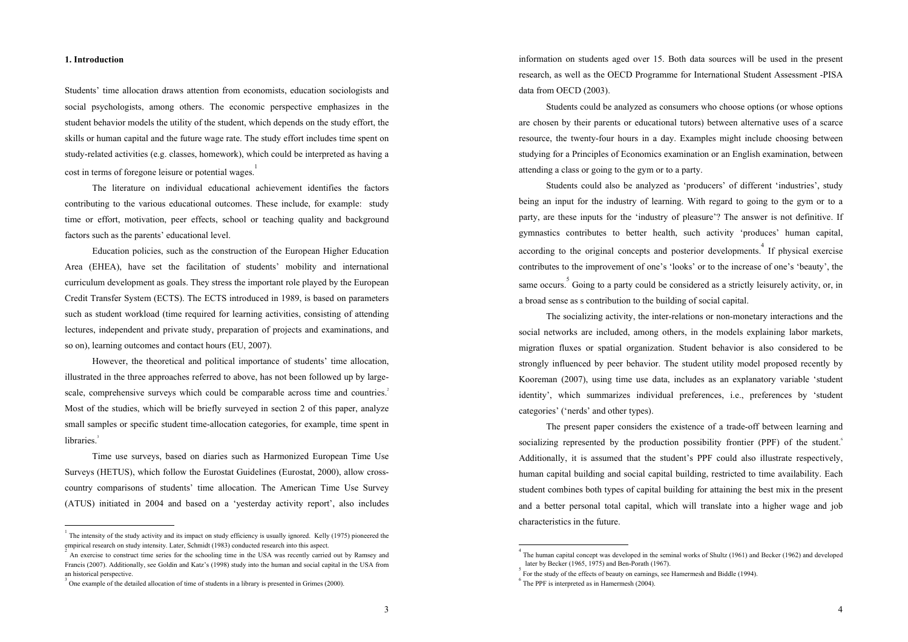## 1. Introduction

Students' time allocation draws attention from economists, education sociologists and social psychologists, among others. The economic perspective emphasizes in the student behavior models the utility of the student, which depends on the study effort, the skills or human capital and the future wage rate. The study effort includes time spent on study-related activities (e.g. classes, homework), which could be interpreted as having a cost in terms of foregone leisure or potential wages.[1]

The literature on individual educational achievement identifies the factors contributing to the various educational outcomes. These include, for example: study time or effort, motivation, peer effects, school or teaching quality and background factors such as the parents' educational level.

Education policies, such as the construction of the European Higher Education Area (EHEA), have set the facilitation of students' mobility and international curriculum development as goals. They stress the important role played by the European Credit Transfer System (ECTS). The ECTS introduced in 1989, is based on parameters such as student workload (time required for learning activities, consisting of attending lectures, independent and private study, preparation of projects and examinations, and so on), learning outcomes and contact hours (EU, 2007).

However, the theoretical and political importance of students' time allocation, illustrated in the three approaches referred to above, has not been followed up by large-scale, comprehensive surveys which could be comparable across time and countries.[2] Most of the studies, which will be briefly surveyed in section 2 of this paper, analyze small samples or specific student time-allocation categories, for example, time spent in libraries.[3]

Time use surveys, based on diaries such as Harmonized European Time Use Surveys (HETUS), which follow the Eurostat Guidelines (Eurostat, 2000), allow cross-country comparisons of students' time allocation. The American Time Use Survey (ATUS) initiated in 2004 and based on a 'yesterday activity report', also includes information on students aged over 15. Both data sources will be used in the present research, as well as the OECD Programme for International Student Assessment -PISA data from OECD (2003).

Students could be analyzed as consumers who choose options (or whose options are chosen by their parents or educational tutors) between alternative uses of a scarce resource, the twenty-four hours in a day. Examples might include choosing between studying for a Principles of Economics examination or an English examination, between attending a class or going to the gym or to a party.

Students could also be analyzed as 'producers' of different 'industries', study being an input for the industry of learning. With regard to going to the gym or to a party, are these inputs for the 'industry of pleasure'? The answer is not definitive. If gymnastics contributes to better health, such activity 'produces' human capital, according to the original concepts and posterior developments.[4] If physical exercise contributes to the improvement of one's 'looks' or to the increase of one's 'beauty', the same occurs.[5] Going to a party could be considered as a strictly leisurely activity, or, in a broad sense as s contribution to the building of social capital.

The socializing activity, the inter-relations or non-monetary interactions and the social networks are included, among others, in the models explaining labor markets, migration fluxes or spatial organization. Student behavior is also considered to be strongly influenced by peer behavior. The student utility model proposed recently by Kooreman (2007), using time use data, includes as an explanatory variable 'student identity', which summarizes individual preferences, i.e., preferences by 'student categories' ('nerds' and other types).

The present paper considers the existence of a trade-off between learning and socializing represented by the production possibility frontier (PPF) of the student.[6] Additionally, it is assumed that the student's PPF could also illustrate respectively, human capital building and social capital building, restricted to time availability. Each student combines both types of capital building for attaining the best mix in the present and a better personal total capital, which will translate into a higher wage and job characteristics in the future.

---

[1] The intensity of the study activity and its impact on study efficiency is usually ignored. Kelly (1975) pioneered the empirical research on study intensity. Later, Schmidt (1983) conducted research into this aspect.

[2] An exercise to construct time series for the schooling time in the USA was recently carried out by Ramsey and Francis (2007). Additionally, see Goldin and Katz's (1998) study into the human and social capital in the USA from an historical perspective.

[3] One example of the detailed allocation of time of students in a library is presented in Grimes (2000).

[4] The human capital concept was developed in the seminal works of Shultz (1961) and Becker (1962) and developed later by Becker (1965, 1975) and Ben-Porath (1967).

[5] For the study of the effects of beauty on earnings, see Hamermesh and Biddle (1994).

[6] The PPF is interpreted as in Hamermesh (2004).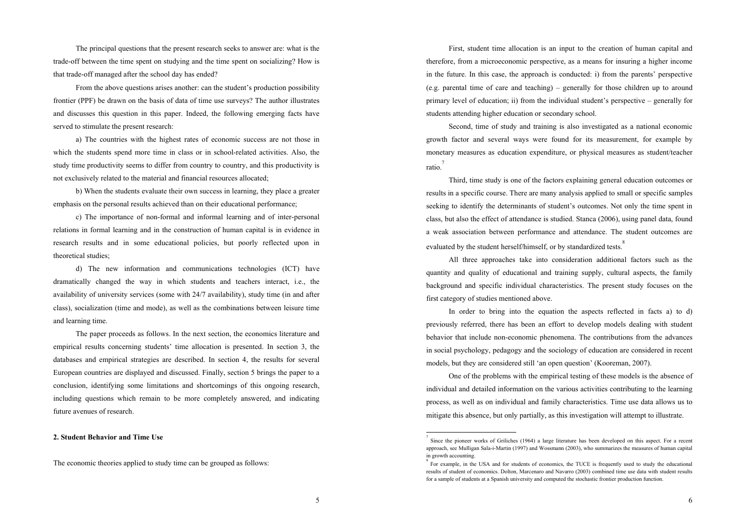The principal questions that the present research seeks to answer are: what is the trade-off between the time spent on studying and the time spent on socializing? How is that trade-off managed after the school day has ended?

From the above questions arises another: can the student's production possibility frontier (PPF) be drawn on the basis of data of time use surveys? The author illustrates and discusses this question in this paper. Indeed, the following emerging facts have served to stimulate the present research:

a) The countries with the highest rates of economic success are not those in which the students spend more time in class or in school-related activities. Also, the study time productivity seems to differ from country to country, and this productivity is not exclusively related to the material and financial resources allocated;

b) When the students evaluate their own success in learning, they place a greater emphasis on the personal results achieved than on their educational performance;

c) The importance of non-formal and informal learning and of inter-personal relations in formal learning and in the construction of human capital is in evidence in research results and in some educational policies, but poorly reflected upon in theoretical studies;

d) The new information and communications technologies (ICT) have dramatically changed the way in which students and teachers interact, i.e., the availability of university services (some with 24/7 availability), study time (in and after class), socialization (time and mode), as well as the combinations between leisure time and learning time.

The paper proceeds as follows. In the next section, the economics literature and empirical results concerning students' time allocation is presented. In section 3, the databases and empirical strategies are described. In section 4, the results for several European countries are displayed and discussed. Finally, section 5 brings the paper to a conclusion, identifying some limitations and shortcomings of this ongoing research, including questions which remain to be more completely answered, and indicating future avenues of research.

## 2. Student Behavior and Time Use

The economic theories applied to study time can be grouped as follows:

First, student time allocation is an input to the creation of human capital and therefore, from a microeconomic perspective, as a means for insuring a higher income in the future. In this case, the approach is conducted: i) from the parents' perspective (e.g. parental time of care and teaching) – generally for those children up to around primary level of education; ii) from the individual student's perspective – generally for students attending higher education or secondary school.

Second, time of study and training is also investigated as a national economic growth factor and several ways were found for its measurement, for example by monetary measures as education expenditure, or physical measures as student/teacher ratio.[7]

Third, time study is one of the factors explaining general education outcomes or results in a specific course. There are many analysis applied to small or specific samples seeking to identify the determinants of student's outcomes. Not only the time spent in class, but also the effect of attendance is studied. Stanca (2006), using panel data, found a weak association between performance and attendance. The student outcomes are evaluated by the student herself/himself, or by standardized tests.[8]

All three approaches take into consideration additional factors such as the quantity and quality of educational and training supply, cultural aspects, the family background and specific individual characteristics. The present study focuses on the first category of studies mentioned above.

In order to bring into the equation the aspects reflected in facts a) to d) previously referred, there has been an effort to develop models dealing with student behavior that include non-economic phenomena. The contributions from the advances in social psychology, pedagogy and the sociology of education are considered in recent models, but they are considered still 'an open question' (Kooreman, 2007).

One of the problems with the empirical testing of these models is the absence of individual and detailed information on the various activities contributing to the learning process, as well as on individual and family characteristics. Time use data allows us to mitigate this absence, but only partially, as this investigation will attempt to illustrate.

---

[7] Since the pioneer works of Griliches (1964) a large literature has been developed on this aspect. For a recent approach, see Mulligan Sala-i-Martin (1997) and Wossmann (2003), who summarizes the measures of human capital in growth accounting.

[8] For example, in the USA and for students of economics, the TUCE is frequently used to study the educational results of student of economics. Dolton, Marcenaro and Navarro (2003) combined time use data with student results for a sample of students at a Spanish university and computed the stochastic frontier production function.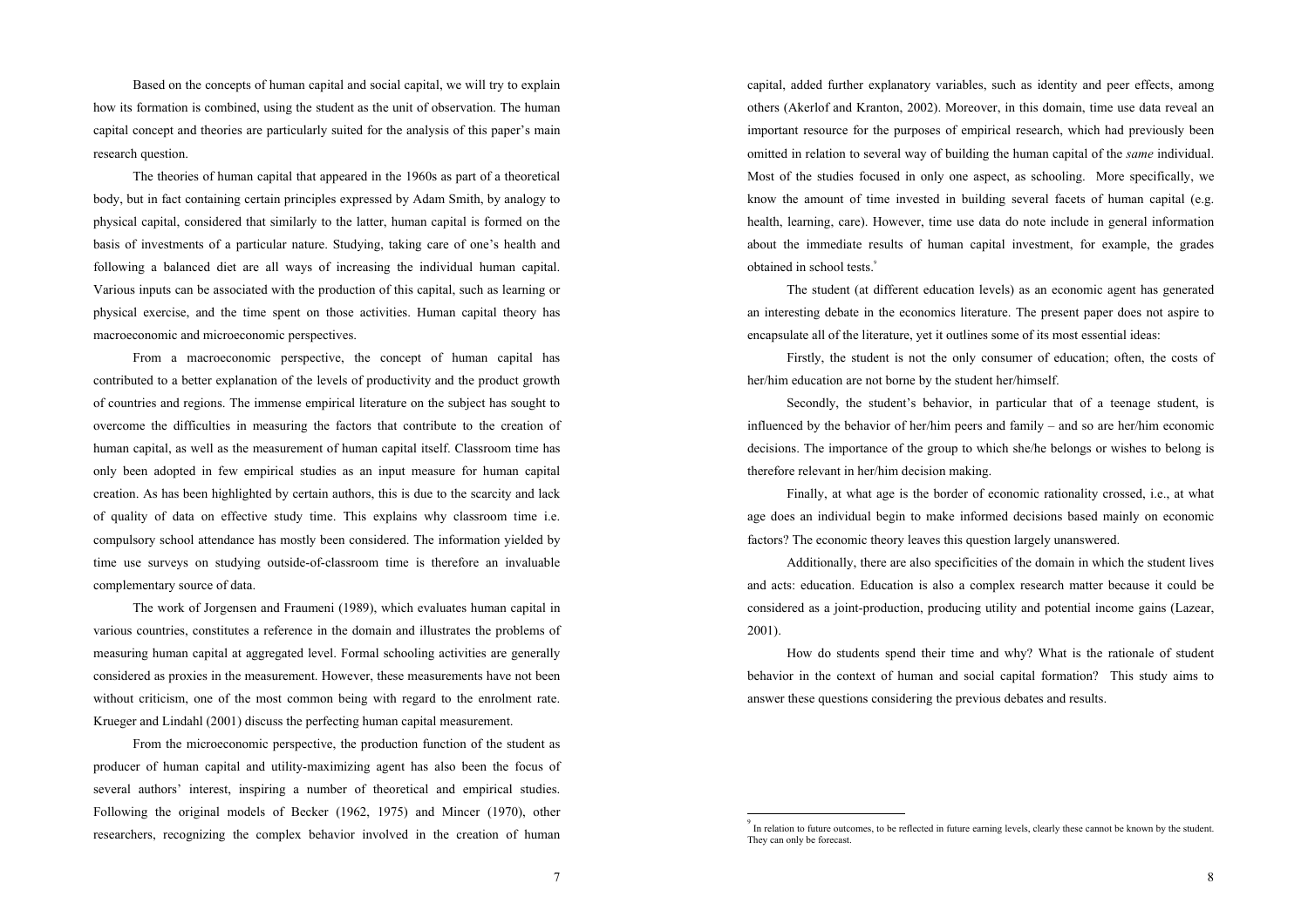Based on the concepts of human capital and social capital, we will try to explain how its formation is combined, using the student as the unit of observation. The human capital concept and theories are particularly suited for the analysis of this paper's main research question.

The theories of human capital that appeared in the 1960s as part of a theoretical body, but in fact containing certain principles expressed by Adam Smith, by analogy to physical capital, considered that similarly to the latter, human capital is formed on the basis of investments of a particular nature. Studying, taking care of one's health and following a balanced diet are all ways of increasing the individual human capital. Various inputs can be associated with the production of this capital, such as learning or physical exercise, and the time spent on those activities. Human capital theory has macroeconomic and microeconomic perspectives.

From a macroeconomic perspective, the concept of human capital has contributed to a better explanation of the levels of productivity and the product growth of countries and regions. The immense empirical literature on the subject has sought to overcome the difficulties in measuring the factors that contribute to the creation of human capital, as well as the measurement of human capital itself. Classroom time has only been adopted in few empirical studies as an input measure for human capital creation. As has been highlighted by certain authors, this is due to the scarcity and lack of quality of data on effective study time. This explains why classroom time i.e. compulsory school attendance has mostly been considered. The information yielded by time use surveys on studying outside-of-classroom time is therefore an invaluable complementary source of data.

The work of Jorgensen and Fraumeni (1989), which evaluates human capital in various countries, constitutes a reference in the domain and illustrates the problems of measuring human capital at aggregated level. Formal schooling activities are generally considered as proxies in the measurement. However, these measurements have not been without criticism, one of the most common being with regard to the enrolment rate. Krueger and Lindahl (2001) discuss the perfecting human capital measurement.

From the microeconomic perspective, the production function of the student as producer of human capital and utility-maximizing agent has also been the focus of several authors' interest, inspiring a number of theoretical and empirical studies. Following the original models of Becker (1962, 1975) and Mincer (1970), other researchers, recognizing the complex behavior involved in the creation of human capital, added further explanatory variables, such as identity and peer effects, among others (Akerlof and Kranton, 2002). Moreover, in this domain, time use data reveal an important resource for the purposes of empirical research, which had previously been omitted in relation to several way of building the human capital of the *same* individual. Most of the studies focused in only one aspect, as schooling. More specifically, we know the amount of time invested in building several facets of human capital (e.g. health, learning, care). However, time use data do note include in general information about the immediate results of human capital investment, for example, the grades obtained in school tests.[9]

The student (at different education levels) as an economic agent has generated an interesting debate in the economics literature. The present paper does not aspire to encapsulate all of the literature, yet it outlines some of its most essential ideas:

Firstly, the student is not the only consumer of education; often, the costs of her/him education are not borne by the student her/himself.

Secondly, the student's behavior, in particular that of a teenage student, is influenced by the behavior of her/him peers and family – and so are her/him economic decisions. The importance of the group to which she/he belongs or wishes to belong is therefore relevant in her/him decision making.

Finally, at what age is the border of economic rationality crossed, i.e., at what age does an individual begin to make informed decisions based mainly on economic factors? The economic theory leaves this question largely unanswered.

Additionally, there are also specificities of the domain in which the student lives and acts: education. Education is also a complex research matter because it could be considered as a joint-production, producing utility and potential income gains (Lazear, 2001).

How do students spend their time and why? What is the rationale of student behavior in the context of human and social capital formation? This study aims to answer these questions considering the previous debates and results.

[9] In relation to future outcomes, to be reflected in future earning levels, clearly these cannot be known by the student. They can only be forecast.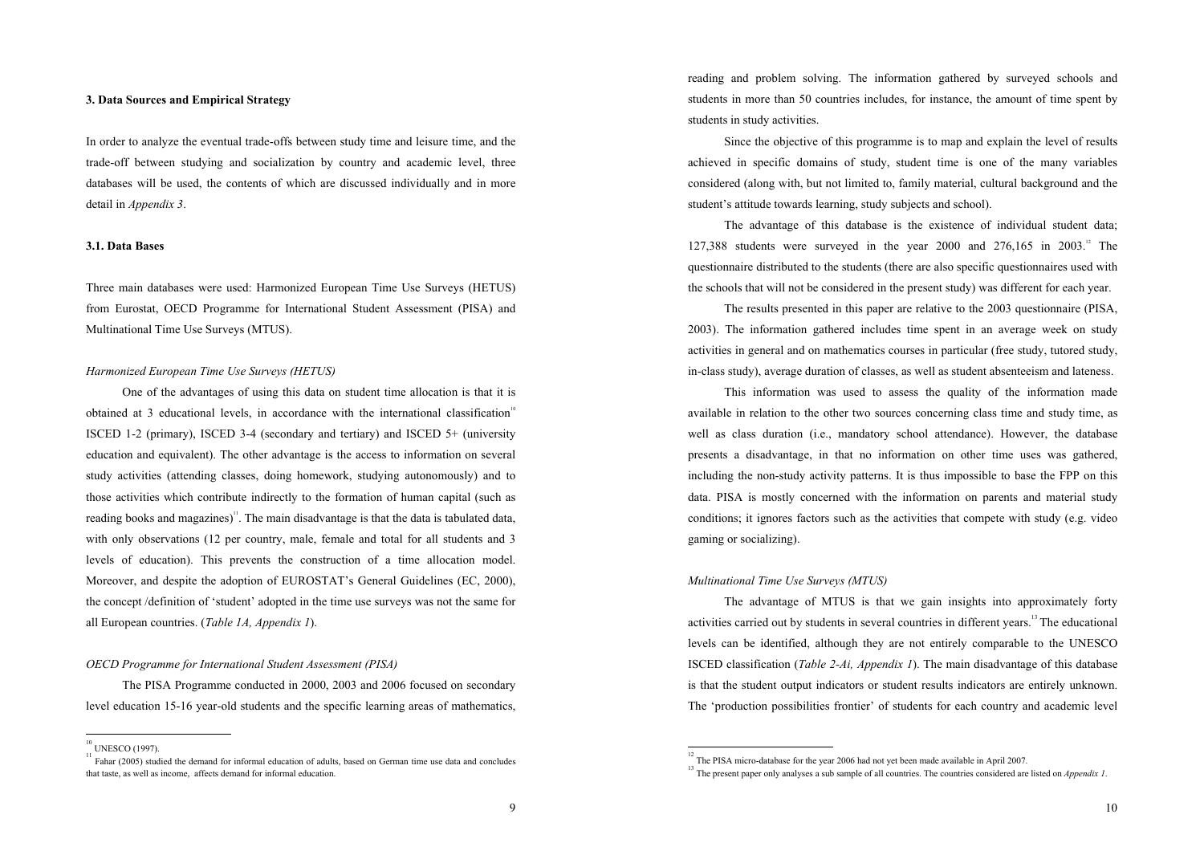### 3. Data Sources and Empirical Strategy

In order to analyze the eventual trade-offs between study time and leisure time, and the trade-off between studying and socialization by country and academic level, three databases will be used, the contents of which are discussed individually and in more detail in *Appendix 3*.

#### 3.1. Data Bases

Three main databases were used: Harmonized European Time Use Surveys (HETUS) from Eurostat, OECD Programme for International Student Assessment (PISA) and Multinational Time Use Surveys (MTUS).

*Harmonized European Time Use Surveys (HETUS)*

One of the advantages of using this data on student time allocation is that it is obtained at 3 educational levels, in accordance with the international classification[10] ISCED 1-2 (primary), ISCED 3-4 (secondary and tertiary) and ISCED 5+ (university education and equivalent). The other advantage is the access to information on several study activities (attending classes, doing homework, studying autonomously) and to those activities which contribute indirectly to the formation of human capital (such as reading books and magazines)[11]. The main disadvantage is that the data is tabulated data, with only observations (12 per country, male, female and total for all students and 3 levels of education). This prevents the construction of a time allocation model. Moreover, and despite the adoption of EUROSTAT's General Guidelines (EC, 2000), the concept /definition of 'student' adopted in the time use surveys was not the same for all European countries. (*Table 1A, Appendix 1*).

*OECD Programme for International Student Assessment (PISA)*

The PISA Programme conducted in 2000, 2003 and 2006 focused on secondary level education 15-16 year-old students and the specific learning areas of mathematics, reading and problem solving. The information gathered by surveyed schools and students in more than 50 countries includes, for instance, the amount of time spent by students in study activities.

Since the objective of this programme is to map and explain the level of results achieved in specific domains of study, student time is one of the many variables considered (along with, but not limited to, family material, cultural background and the student's attitude towards learning, study subjects and school).

The advantage of this database is the existence of individual student data; 127,388 students were surveyed in the year 2000 and 276,165 in 2003.[12] The questionnaire distributed to the students (there are also specific questionnaires used with the schools that will not be considered in the present study) was different for each year.

The results presented in this paper are relative to the 2003 questionnaire (PISA, 2003). The information gathered includes time spent in an average week on study activities in general and on mathematics courses in particular (free study, tutored study, in-class study), average duration of classes, as well as student absenteeism and lateness.

This information was used to assess the quality of the information made available in relation to the other two sources concerning class time and study time, as well as class duration (i.e., mandatory school attendance). However, the database presents a disadvantage, in that no information on other time uses was gathered, including the non-study activity patterns. It is thus impossible to base the FPP on this data. PISA is mostly concerned with the information on parents and material study conditions; it ignores factors such as the activities that compete with study (e.g. video gaming or socializing).

*Multinational Time Use Surveys (MTUS)*

The advantage of MTUS is that we gain insights into approximately forty activities carried out by students in several countries in different years.[13] The educational levels can be identified, although they are not entirely comparable to the UNESCO ISCED classification (*Table 2-Ai, Appendix 1*). The main disadvantage of this database is that the student output indicators or student results indicators are entirely unknown. The 'production possibilities frontier' of students for each country and academic level

---

[10] UNESCO (1997).

[11] Fahar (2005) studied the demand for informal education of adults, based on German time use data and concludes that taste, as well as income, affects demand for informal education.

[12] The PISA micro-database for the year 2006 had not yet been made available in April 2007.

[13] The present paper only analyses a sub sample of all countries. The countries considered are listed on *Appendix 1*.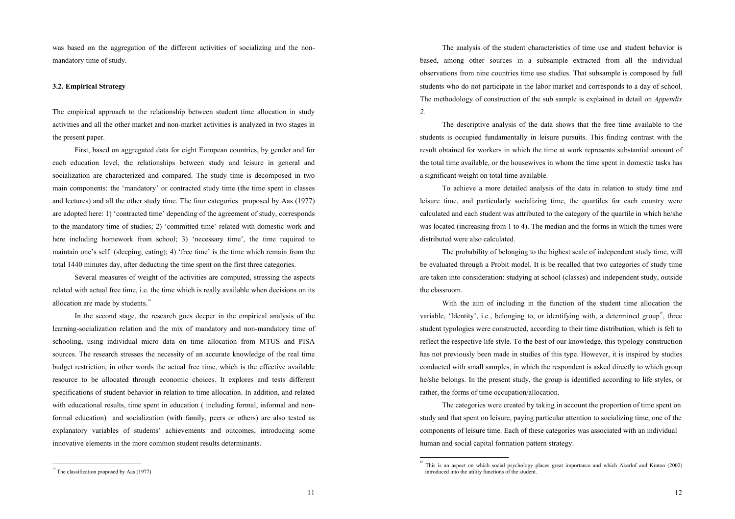was based on the aggregation of the different activities of socializing and the non-mandatory time of study.

### 3.2. Empirical Strategy

The empirical approach to the relationship between student time allocation in study activities and all the other market and non-market activities is analyzed in two stages in the present paper.

First, based on aggregated data for eight European countries, by gender and for each education level, the relationships between study and leisure in general and socialization are characterized and compared. The study time is decomposed in two main components: the 'mandatory' or contracted study time (the time spent in classes and lectures) and all the other study time. The four categories proposed by Aas (1977) are adopted here: 1) 'contracted time' depending of the agreement of study, corresponds to the mandatory time of studies; 2) 'committed time' related with domestic work and here including homework from school; 3) 'necessary time', the time required to maintain one's self (sleeping, eating); 4) 'free time' is the time which remain from the total 1440 minutes day, after deducting the time spent on the first three categories.

Several measures of weight of the activities are computed, stressing the aspects related with actual free time, i.e. the time which is really available when decisions on its allocation are made by students.[14]

In the second stage, the research goes deeper in the empirical analysis of the learning-socialization relation and the mix of mandatory and non-mandatory time of schooling, using individual micro data on time allocation from MTUS and PISA sources. The research stresses the necessity of an accurate knowledge of the real time budget restriction, in other words the actual free time, which is the effective available resource to be allocated through economic choices. It explores and tests different specifications of student behavior in relation to time allocation. In addition, and related with educational results, time spent in education ( including formal, informal and non-formal education) and socialization (with family, peers or others) are also tested as explanatory variables of students' achievements and outcomes, introducing some innovative elements in the more common student results determinants.

[14] The classification proposed by Aas (1977)

The analysis of the student characteristics of time use and student behavior is based, among other sources in a subsample extracted from all the individual observations from nine countries time use studies. That subsample is composed by full students who do not participate in the labor market and corresponds to a day of school. The methodology of construction of the sub sample is explained in detail on *Appendix 2.*

The descriptive analysis of the data shows that the free time available to the students is occupied fundamentally in leisure pursuits. This finding contrast with the result obtained for workers in which the time at work represents substantial amount of the total time available, or the housewives in whom the time spent in domestic tasks has a significant weight on total time available.

To achieve a more detailed analysis of the data in relation to study time and leisure time, and particularly socializing time, the quartiles for each country were calculated and each student was attributed to the category of the quartile in which he/she was located (increasing from 1 to 4). The median and the forms in which the times were distributed were also calculated.

The probability of belonging to the highest scale of independent study time, will be evaluated through a Probit model. It is be recalled that two categories of study time are taken into consideration: studying at school (classes) and independent study, outside the classroom.

With the aim of including in the function of the student time allocation the variable, 'Identity', i.e., belonging to, or identifying with, a determined group[15], three student typologies were constructed, according to their time distribution, which is felt to reflect the respective life style. To the best of our knowledge, this typology construction has not previously been made in studies of this type. However, it is inspired by studies conducted with small samples, in which the respondent is asked directly to which group he/she belongs. In the present study, the group is identified according to life styles, or rather, the forms of time occupation/allocation.

The categories were created by taking in account the proportion of time spent on study and that spent on leisure, paying particular attention to socializing time, one of the components of leisure time. Each of these categories was associated with an individual human and social capital formation pattern strategy.

[15] This is an aspect on which social psychology places great importance and which Akerlof and Kraton (2002) introduced into the utility functions of the student.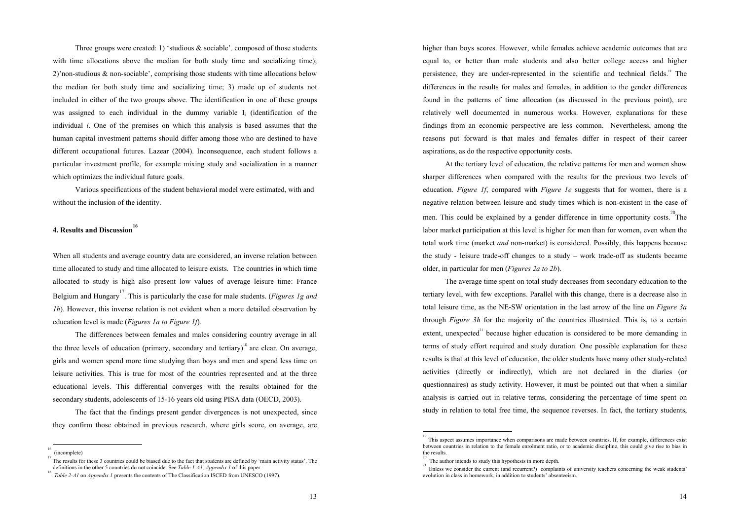Three groups were created: 1) 'studious & sociable', composed of those students with time allocations above the median for both study time and socializing time); 2)'non-studious & non-sociable', comprising those students with time allocations below the median for both study time and socializing time; 3) made up of students not included in either of the two groups above. The identification in one of these groups was assigned to each individual in the dummy variable $I_i$ (identification of the individual *i*. One of the premises on which this analysis is based assumes that the human capital investment patterns should differ among those who are destined to have different occupational futures. Lazear (2004). Inconsequence, each student follows a particular investment profile, for example mixing study and socialization in a manner which optimizes the individual future goals.

Various specifications of the student behavioral model were estimated, with and without the inclusion of the identity.

## 4. Results and Discussion[16]

When all students and average country data are considered, an inverse relation between time allocated to study and time allocated to leisure exists. The countries in which time allocated to study is high also present low values of average leisure time: France Belgium and Hungary[17]. This is particularly the case for male students. (*Figures 1g and 1h*). However, this inverse relation is not evident when a more detailed observation by education level is made (*Figures 1a to Figure 1f*).

The differences between females and males considering country average in all the three levels of education (primary, secondary and tertiary)[18] are clear. On average, girls and women spend more time studying than boys and men and spend less time on leisure activities. This is true for most of the countries represented and at the three educational levels. This differential converges with the results obtained for the secondary students, adolescents of 15-16 years old using PISA data (OECD, 2003).

The fact that the findings present gender divergences is not unexpected, since they confirm those obtained in previous research, where girls score, on average, are higher than boys scores. However, while females achieve academic outcomes that are equal to, or better than male students and also better college access and higher persistence, they are under-represented in the scientific and technical fields.[19] The differences in the results for males and females, in addition to the gender differences found in the patterns of time allocation (as discussed in the previous point), are relatively well documented in numerous works. However, explanations for these findings from an economic perspective are less common. Nevertheless, among the reasons put forward is that males and females differ in respect of their career aspirations, as do the respective opportunity costs.

At the tertiary level of education, the relative patterns for men and women show sharper differences when compared with the results for the previous two levels of education. *Figure 1f*, compared with *Figure 1e* suggests that for women, there is a negative relation between leisure and study times which is non-existent in the case of men. This could be explained by a gender difference in time opportunity costs.[20] The labor market participation at this level is higher for men than for women, even when the total work time (market *and* non-market) is considered. Possibly, this happens because the study - leisure trade-off changes to a study – work trade-off as students became older, in particular for men (*Figures 2a to 2b*).

The average time spent on total study decreases from secondary education to the tertiary level, with few exceptions. Parallel with this change, there is a decrease also in total leisure time, as the NE-SW orientation in the last arrow of the line on *Figure 3a* through *Figure 3h* for the majority of the countries illustrated. This is, to a certain extent, unexpected[21] because higher education is considered to be more demanding in terms of study effort required and study duration. One possible explanation for these results is that at this level of education, the older students have many other study-related activities (directly or indirectly), which are not declared in the diaries (or questionnaires) as study activity. However, it must be pointed out that when a similar analysis is carried out in relative terms, considering the percentage of time spent on study in relation to total free time, the sequence reverses. In fact, the tertiary students,

---

[16] (incomplete)

[17] The results for these 3 countries could be biased due to the fact that students are defined by 'main activity status'. The definitions in the other 5 countries do not coincide. See *Table 1-A1, Appendix 1* of this paper.

[18] *Table 2-A1* on *Appendix 1* presents the contents of The Classification ISCED from UNESCO (1997).

[19] This aspect assumes importance when comparisons are made between countries. If, for example, differences exist between countries in relation to the female enrolment ratio, or to academic discipline, this could give rise to bias in the results.

[20] The author intends to study this hypothesis in more depth.

[21] Unless we consider the current (and recurrent?) complaints of university teachers concerning the weak students' evolution in class in homework, in addition to students' absenteeism.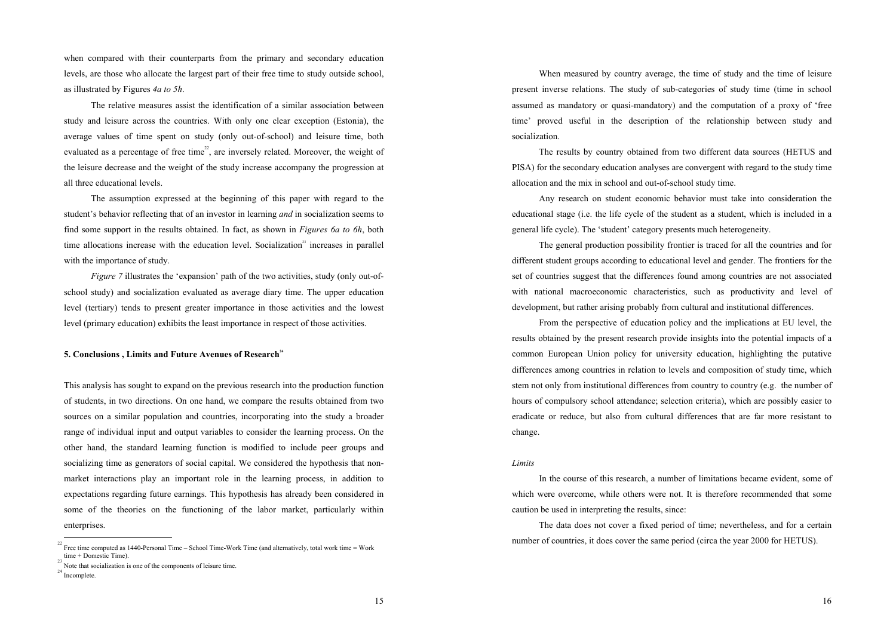when compared with their counterparts from the primary and secondary education levels, are those who allocate the largest part of their free time to study outside school, as illustrated by Figures *4a to 5h*.

The relative measures assist the identification of a similar association between study and leisure across the countries. With only one clear exception (Estonia), the average values of time spent on study (only out-of-school) and leisure time, both evaluated as a percentage of free time[22], are inversely related. Moreover, the weight of the leisure decrease and the weight of the study increase accompany the progression at all three educational levels.

The assumption expressed at the beginning of this paper with regard to the student's behavior reflecting that of an investor in learning *and* in socialization seems to find some support in the results obtained. In fact, as shown in *Figures 6a to 6h*, both time allocations increase with the education level. Socialization[23] increases in parallel with the importance of study.

*Figure 7* illustrates the 'expansion' path of the two activities, study (only out-of-school study) and socialization evaluated as average diary time. The upper education level (tertiary) tends to present greater importance in those activities and the lowest level (primary education) exhibits the least importance in respect of those activities.

## 5. Conclusions , Limits and Future Avenues of Research[24]

This analysis has sought to expand on the previous research into the production function of students, in two directions. On one hand, we compare the results obtained from two sources on a similar population and countries, incorporating into the study a broader range of individual input and output variables to consider the learning process. On the other hand, the standard learning function is modified to include peer groups and socializing time as generators of social capital. We considered the hypothesis that non-market interactions play an important role in the learning process, in addition to expectations regarding future earnings. This hypothesis has already been considered in some of the theories on the functioning of the labor market, particularly within enterprises.

[22] Free time computed as 1440-Personal Time – School Time-Work Time (and alternatively, total work time = Work time + Domestic Time).

[23] Note that socialization is one of the components of leisure time.

[24] Incomplete.

When measured by country average, the time of study and the time of leisure present inverse relations. The study of sub-categories of study time (time in school assumed as mandatory or quasi-mandatory) and the computation of a proxy of 'free time' proved useful in the description of the relationship between study and socialization.

The results by country obtained from two different data sources (HETUS and PISA) for the secondary education analyses are convergent with regard to the study time allocation and the mix in school and out-of-school study time.

Any research on student economic behavior must take into consideration the educational stage (i.e. the life cycle of the student as a student, which is included in a general life cycle). The 'student' category presents much heterogeneity.

The general production possibility frontier is traced for all the countries and for different student groups according to educational level and gender. The frontiers for the set of countries suggest that the differences found among countries are not associated with national macroeconomic characteristics, such as productivity and level of development, but rather arising probably from cultural and institutional differences.

From the perspective of education policy and the implications at EU level, the results obtained by the present research provide insights into the potential impacts of a common European Union policy for university education, highlighting the putative differences among countries in relation to levels and composition of study time, which stem not only from institutional differences from country to country (e.g. the number of hours of compulsory school attendance; selection criteria), which are possibly easier to eradicate or reduce, but also from cultural differences that are far more resistant to change.

### *Limits*

In the course of this research, a number of limitations became evident, some of which were overcome, while others were not. It is therefore recommended that some caution be used in interpreting the results, since:

The data does not cover a fixed period of time; nevertheless, and for a certain number of countries, it does cover the same period (circa the year 2000 for HETUS).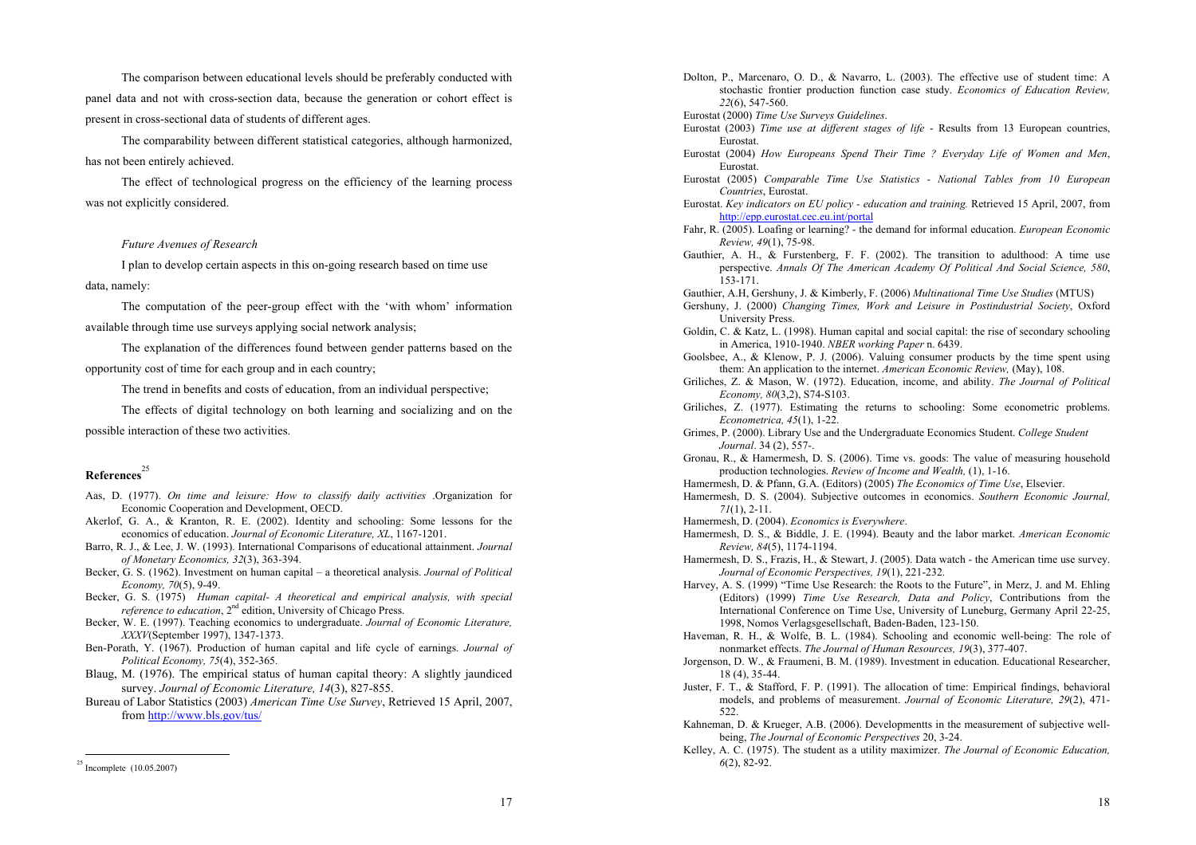The comparison between educational levels should be preferably conducted with panel data and not with cross-section data, because the generation or cohort effect is present in cross-sectional data of students of different ages.

The comparability between different statistical categories, although harmonized, has not been entirely achieved.

The effect of technological progress on the efficiency of the learning process was not explicitly considered.

*Future Avenues of Research*

I plan to develop certain aspects in this on-going research based on time use data, namely:

The computation of the peer-group effect with the 'with whom' information available through time use surveys applying social network analysis;

The explanation of the differences found between gender patterns based on the opportunity cost of time for each group and in each country;

The trend in benefits and costs of education, from an individual perspective;

The effects of digital technology on both learning and socializing and on the possible interaction of these two activities.

## References[25]

Aas, D. (1977). *On time and leisure: How to classify daily activities* .Organization for Economic Cooperation and Development, OECD.

Akerlof, G. A., & Kranton, R. E. (2002). Identity and schooling: Some lessons for the economics of education. *Journal of Economic Literature, XL*, 1167-1201.

Barro, R. J., & Lee, J. W. (1993). International Comparisons of educational attainment. *Journal of Monetary Economics, 32*(3), 363-394.

Becker, G. S. (1962). Investment on human capital – a theoretical analysis. *Journal of Political Economy, 70*(5), 9-49.

Becker, G. S. (1975) *Human capital- A theoretical and empirical analysis, with special reference to education*, 2nd edition, University of Chicago Press.

Becker, W. E. (1997). Teaching economics to undergraduate. *Journal of Economic Literature, XXXV*(September 1997), 1347-1373.

Ben-Porath, Y. (1967). Production of human capital and life cycle of earnings. *Journal of Political Economy, 75*(4), 352-365.

Blaug, M. (1976). The empirical status of human capital theory: A slightly jaundiced survey. *Journal of Economic Literature, 14*(3), 827-855.

Bureau of Labor Statistics (2003) *American Time Use Survey*, Retrieved 15 April, 2007, from http://www.bls.gov/tus/

Dolton, P., Marcenaro, O. D., & Navarro, L. (2003). The effective use of student time: A stochastic frontier production function case study. *Economics of Education Review, 22*(6), 547-560.

Eurostat (2000) *Time Use Surveys Guidelines*.

Eurostat (2003) *Time use at different stages of life* - Results from 13 European countries, Eurostat.

Eurostat (2004) *How Europeans Spend Their Time ? Everyday Life of Women and Men*, Eurostat.

Eurostat (2005) *Comparable Time Use Statistics - National Tables from 10 European Countries*, Eurostat.

Eurostat. *Key indicators on EU policy - education and training.* Retrieved 15 April, 2007, from http://epp.eurostat.cec.eu.int/portal

Fahr, R. (2005). Loafing or learning? - the demand for informal education. *European Economic Review, 49*(1), 75-98.

Gauthier, A. H., & Furstenberg, F. F. (2002). The transition to adulthood: A time use perspective. *Annals Of The American Academy Of Political And Social Science, 580*, 153-171.

Gauthier, A.H, Gershuny, J. & Kimberly, F. (2006) *Multinational Time Use Studies* (MTUS)

Gershuny, J. (2000) *Changing Times, Work and Leisure in Postindustrial Society*, Oxford University Press.

Goldin, C. & Katz, L. (1998). Human capital and social capital: the rise of secondary schooling in America, 1910-1940. *NBER working Paper* n. 6439.

Goolsbee, A., & Klenow, P. J. (2006). Valuing consumer products by the time spent using them: An application to the internet. *American Economic Review,* (May), 108.

Griliches, Z. & Mason, W. (1972). Education, income, and ability. *The Journal of Political Economy, 80*(3,2), S74-S103.

Griliches, Z. (1977). Estimating the returns to schooling: Some econometric problems. *Econometrica, 45*(1), 1-22.

Grimes, P. (2000). Library Use and the Undergraduate Economics Student. *College Student Journal*. 34 (2), 557-.

Gronau, R., & Hamermesh, D. S. (2006). Time vs. goods: The value of measuring household production technologies. *Review of Income and Wealth,* (1), 1-16.

Hamermesh, D. & Pfann, G.A. (Editors) (2005) *The Economics of Time Use*, Elsevier.

Hamermesh, D. S. (2004). Subjective outcomes in economics. *Southern Economic Journal, 71*(1), 2-11.

Hamermesh, D. (2004). *Economics is Everywhere*.

Hamermesh, D. S., & Biddle, J. E. (1994). Beauty and the labor market. *American Economic Review, 84*(5), 1174-1194.

Hamermesh, D. S., Frazis, H., & Stewart, J. (2005). Data watch - the American time use survey. *Journal of Economic Perspectives, 19*(1), 221-232.

Harvey, A. S. (1999) "Time Use Research: the Roots to the Future", in Merz, J. and M. Ehling (Editors) (1999) *Time Use Research, Data and Policy*, Contributions from the International Conference on Time Use, University of Luneburg, Germany April 22-25, 1998, Nomos Verlagsgesellschaft, Baden-Baden, 123-150.

Haveman, R. H., & Wolfe, B. L. (1984). Schooling and economic well-being: The role of nonmarket effects. *The Journal of Human Resources, 19*(3), 377-407.

Jorgenson, D. W., & Fraumeni, B. M. (1989). Investment in education. Educational Researcher, 18 (4), 35-44.

Juster, F. T., & Stafford, F. P. (1991). The allocation of time: Empirical findings, behavioral models, and problems of measurement. *Journal of Economic Literature, 29*(2), 471-522.

Kahneman, D. & Krueger, A.B. (2006). Developmentts in the measurement of subjective well-being, *The Journal of Economic Perspectives* 20, 3-24.

Kelley, A. C. (1975). The student as a utility maximizer. *The Journal of Economic Education, 6*(2), 82-92.

[25] Incomplete (10.05.2007)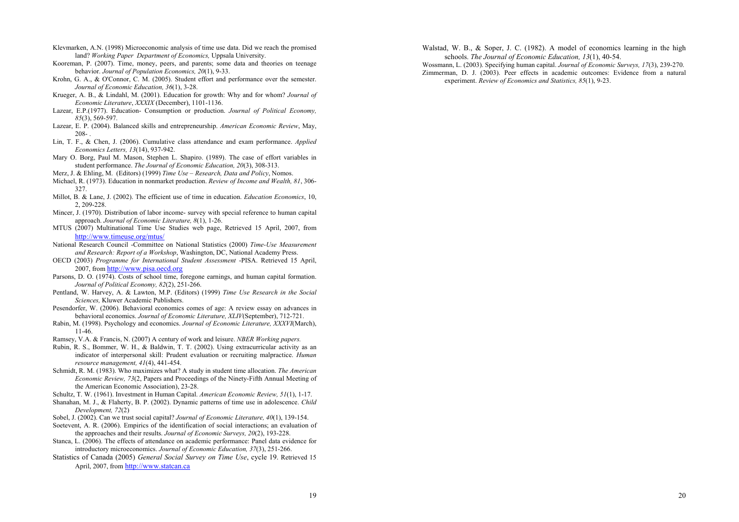Klevmarken, A.N. (1998) Microeconomic analysis of time use data. Did we reach the promised land? *Working Paper Department of Economics,* Uppsala University.

Kooreman, P. (2007). Time, money, peers, and parents; some data and theories on teenage behavior. *Journal of Population Economics, 20*(1), 9-33.

Krohn, G. A., & O'Connor, C. M. (2005). Student effort and performance over the semester. *Journal of Economic Education, 36*(1), 3-28.

Krueger, A. B., & Lindahl, M. (2001). Education for growth: Why and for whom? *Journal of Economic Literature*, *XXXIX* (December), 1101-1136.

Lazear, E.P.(1977). Education- Consumption or production. *Journal of Political Economy, 85*(3), 569-597.

Lazear, E. P. (2004). Balanced skills and entrepreneurship. *American Economic Review*, May, 208- .

Lin, T. F., & Chen, J. (2006). Cumulative class attendance and exam performance. *Applied Economics Letters, 13*(14), 937-942.

Mary O. Borg, Paul M. Mason, Stephen L. Shapiro. (1989). The case of effort variables in student performance. *The Journal of Economic Education, 20*(3), 308-313.

Merz, J. & Ehling, M. (Editors) (1999) *Time Use – Research, Data and Policy*, Nomos.

Michael, R. (1973). Education in nonmarket production. *Review of Income and Wealth, 81*, 306-327.

Millot, B. & Lane, J. (2002). The efficient use of time in education. *Education Economics*, 10, 2, 209-228.

Mincer, J. (1970). Distribution of labor income- survey with special reference to human capital approach. *Journal of Economic Literature, 8*(1), 1-26.

MTUS (2007) Multinational Time Use Studies web page, Retrieved 15 April, 2007, from http://www.timeuse.org/mtus/

National Research Council -Committee on National Statistics (2000) *Time-Use Measurement and Research: Report of a Workshop*, Washington, DC, National Academy Press.

OECD (2003) *Programme for International Student Assessment* -PISA. Retrieved 15 April, 2007, from http://www.pisa.oecd.org

Parsons, D. O. (1974). Costs of school time, foregone earnings, and human capital formation. *Journal of Political Economy, 82*(2), 251-266.

Pentland, W. Harvey, A. & Lawton, M.P. (Editors) (1999) *Time Use Research in the Social Sciences,* Kluwer Academic Publishers.

Pesendorfer, W. (2006). Behavioral economics comes of age: A review essay on advances in behavioral economics. *Journal of Economic Literature, XLIV*(September), 712-721.

Rabin, M. (1998). Psychology and economics. *Journal of Economic Literature, XXXVI*(March), 11-46.

Ramsey, V.A. & Francis, N. (2007) A century of work and leisure. *NBER Working papers.*

Rubin, R. S., Bommer, W. H., & Baldwin, T. T. (2002). Using extracurricular activity as an indicator of interpersonal skill: Prudent evaluation or recruiting malpractice. *Human resource management, 41*(4), 441-454.

Schmidt, R. M. (1983). Who maximizes what? A study in student time allocation. *The American Economic Review, 73*(2, Papers and Proceedings of the Ninety-Fifth Annual Meeting of the American Economic Association), 23-28.

Schultz, T. W. (1961). Investment in Human Capital. *American Economic Review, 51*(1), 1-17.

Shanahan, M. J., & Flaherty, B. P. (2002). Dynamic patterns of time use in adolescence. *Child Development, 72*(2)

Sobel, J. (2002). Can we trust social capital? *Journal of Economic Literature, 40*(1), 139-154.

Soetevent, A. R. (2006). Empirics of the identification of social interactions; an evaluation of the approaches and their results. *Journal of Economic Surveys, 20*(2), 193-228.

Stanca, L. (2006). The effects of attendance on academic performance: Panel data evidence for introductory microeconomics. *Journal of Economic Education, 37*(3), 251-266.

Statistics of Canada (2005) *General Social Survey on Time Use*, cycle 19. Retrieved 15 April, 2007, from http://www.statcan.ca

Walstad, W. B., & Soper, J. C. (1982). A model of economics learning in the high schools. *The Journal of Economic Education, 13*(1), 40-54.

Wossmann, L. (2003). Specifying human capital. *Journal of Economic Surveys, 17*(3), 239-270.

Zimmerman, D. J. (2003). Peer effects in academic outcomes: Evidence from a natural experiment. *Review of Economics and Statistics, 85*(1), 9-23.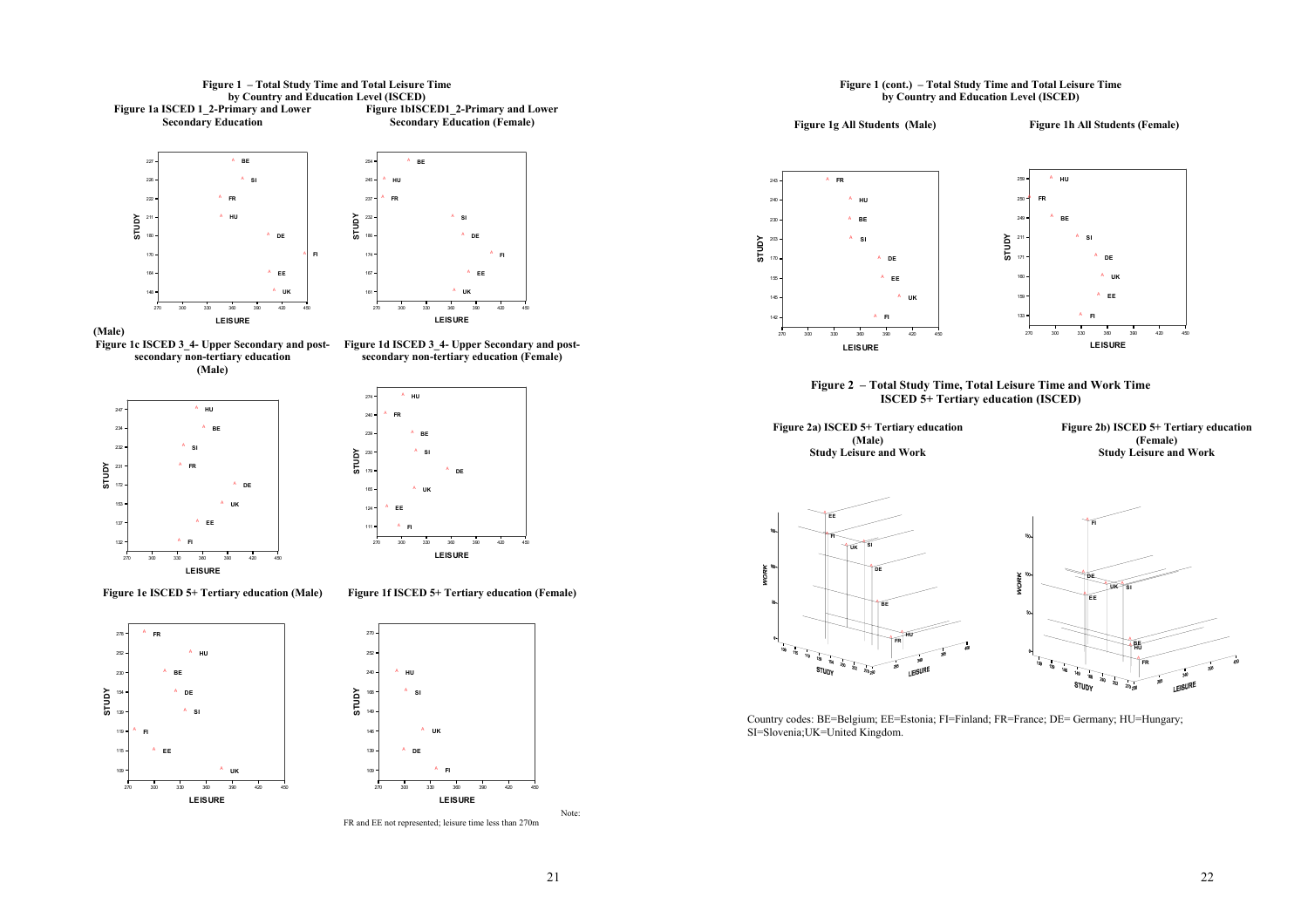**Figure 1 – Total Study Time and Total Leisure Time by Country and Education Level (ISCED)**

**Figure 1a ISCED 1_2-Primary and Lower Secondary Education**

**Figure 1bISCED1_2-Primary and Lower Secondary Education (Female)**

(Male)

**Figure 1c ISCED 3_4- Upper Secondary and post-secondary non-tertiary education (Male)**

**Figure 1d ISCED 3_4- Upper Secondary and post-secondary non-tertiary education (Female)**

**Figure 1e ISCED 5+ Tertiary education (Male)**

**Figure 1f ISCED 5+ Tertiary education (Female)**

Note: FR and EE not represented; leisure time less than 270m

**Figure 1 (cont.) – Total Study Time and Total Leisure Time by Country and Education Level (ISCED)**

**Figure 1g All Students (Male)**

**Figure 1h All Students (Female)**

**Figure 2 – Total Study Time, Total Leisure Time and Work Time ISCED 5+ Tertiary education (ISCED)**

**Figure 2a) ISCED 5+ Tertiary education (Male) Study Leisure and Work**

**Figure 2b) ISCED 5+ Tertiary education (Female) Study Leisure and Work**

Country codes: BE=Belgium; EE=Estonia; FI=Finland; FR=France; DE= Germany; HU=Hungary; SI=Slovenia;UK=United Kingdom.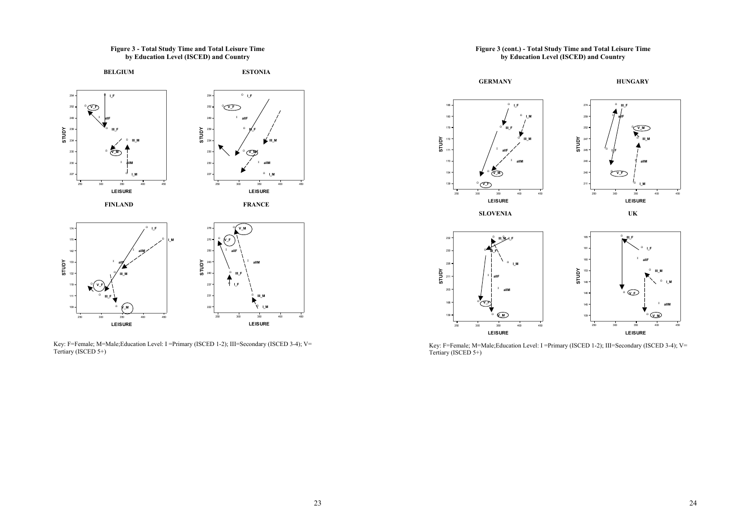**Figure 3 - Total Study Time and Total Leisure Time by Education Level (ISCED) and Country**

**BELGIUM** **ESTONIA**

**FINLAND** **FRANCE**

Key: F=Female; M=Male;Education Level: I =Primary (ISCED 1-2); III=Secondary (ISCED 3-4); V= Tertiary (ISCED 5+)

**Figure 3 (cont.) - Total Study Time and Total Leisure Time by Education Level (ISCED) and Country**

**GERMANY** **HUNGARY**

**SLOVENIA** **UK**

Key: F=Female; M=Male;Education Level: I =Primary (ISCED 1-2); III=Secondary (ISCED 3-4); V= Tertiary (ISCED 5+)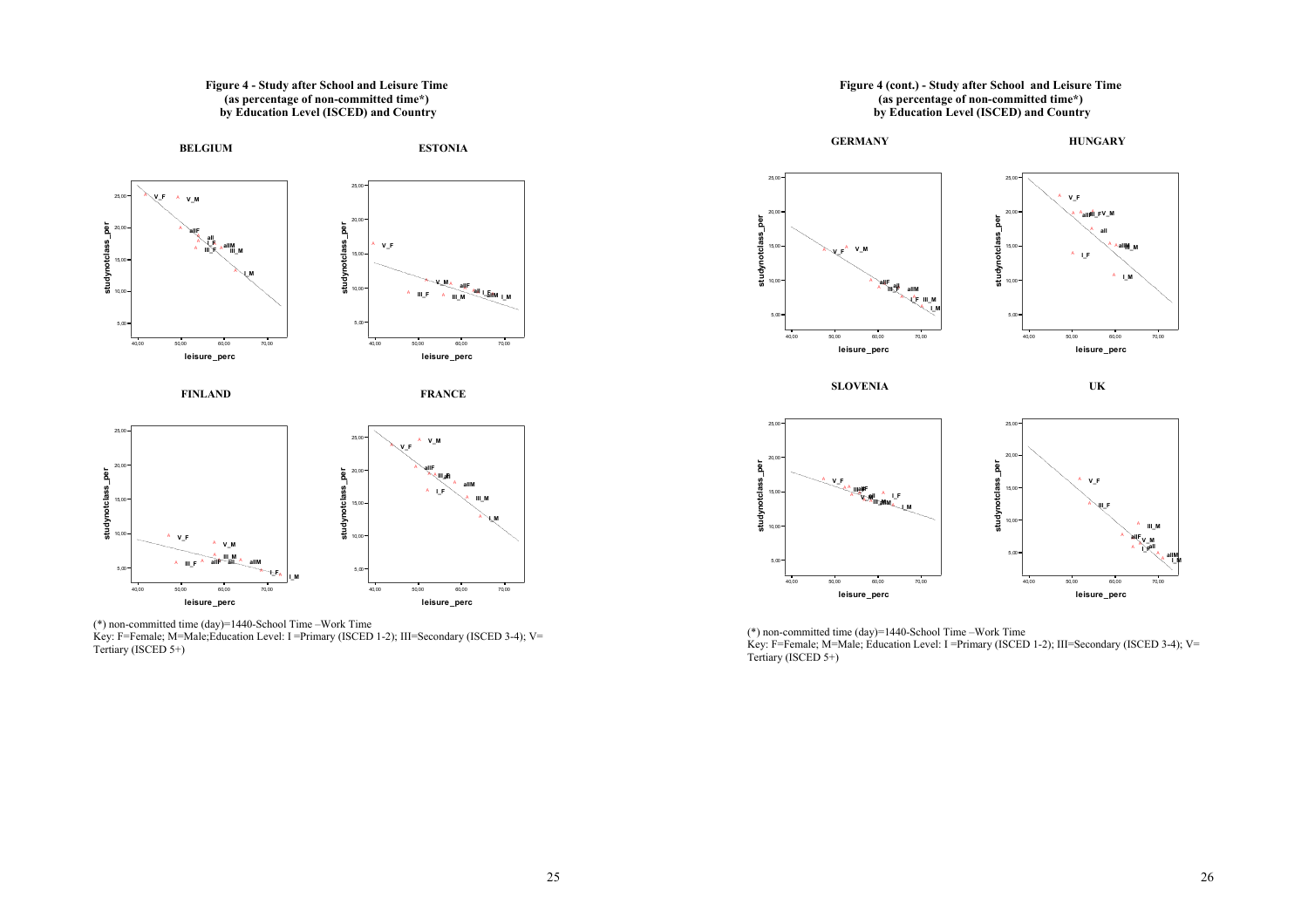**Figure 4 - Study after School and Leisure Time (as percentage of non-committed time\*) by Education Level (ISCED) and Country**

BELGIUM

ESTONIA

FINLAND

FRANCE

(\*) non-committed time (day)=1440-School Time –Work Time
Key: F=Female; M=Male;Education Level: I =Primary (ISCED 1-2); III=Secondary (ISCED 3-4); V= Tertiary (ISCED 5+)

**Figure 4 (cont.) - Study after School and Leisure Time (as percentage of non-committed time\*) by Education Level (ISCED) and Country**

GERMANY

HUNGARY

SLOVENIA

UK

(\*) non-committed time (day)=1440-School Time –Work Time
Key: F=Female; M=Male; Education Level: I =Primary (ISCED 1-2); III=Secondary (ISCED 3-4); V= Tertiary (ISCED 5+)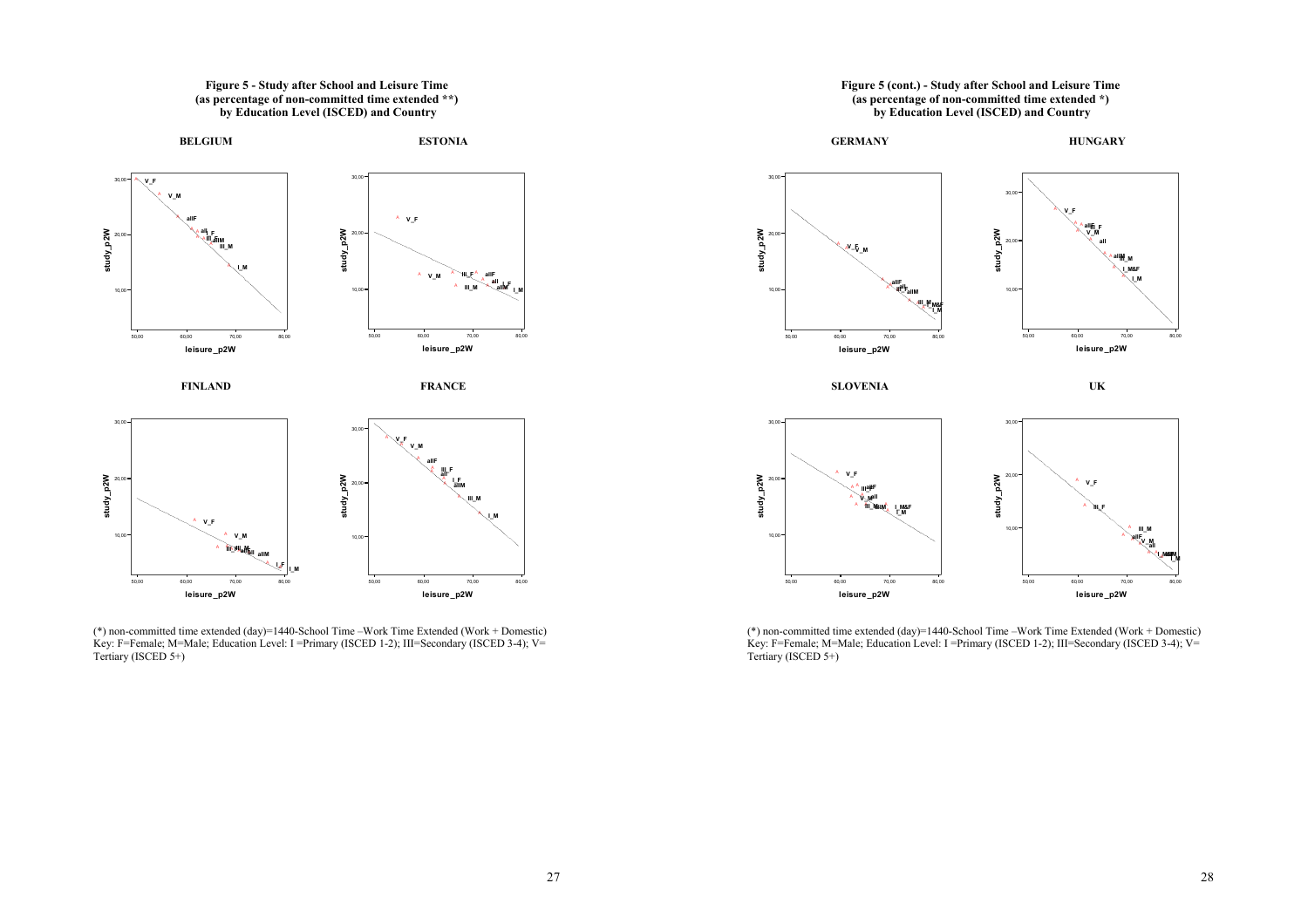**Figure 5 - Study after School and Leisure Time**
**(as percentage of non-committed time extended \*\*)**
**by Education Level (ISCED) and Country**

**BELGIUM**

**ESTONIA**

**FINLAND**

**FRANCE**

(\*) non-committed time extended (day)=1440-School Time –Work Time Extended (Work + Domestic)
Key: F=Female; M=Male; Education Level: I =Primary (ISCED 1-2); III=Secondary (ISCED 3-4); V= Tertiary (ISCED 5+)

**Figure 5 (cont.) - Study after School and Leisure Time**
**(as percentage of non-committed time extended \*)**
**by Education Level (ISCED) and Country**

**GERMANY**

**HUNGARY**

**SLOVENIA**

**UK**

(\*) non-committed time extended (day)=1440-School Time –Work Time Extended (Work + Domestic)
Key: F=Female; M=Male; Education Level: I =Primary (ISCED 1-2); III=Secondary (ISCED 3-4); V= Tertiary (ISCED 5+)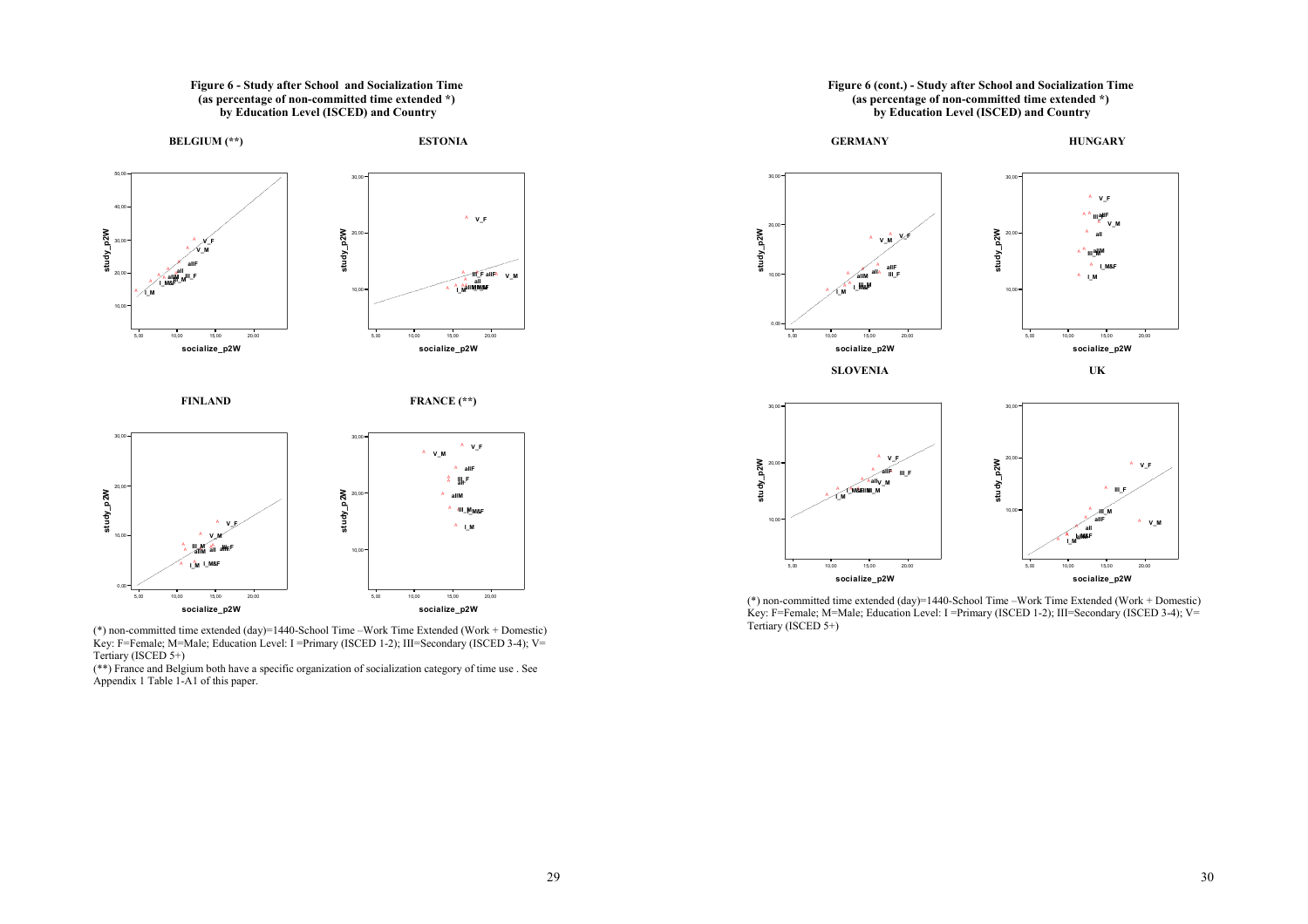**Figure 6 - Study after School and Socialization Time (as percentage of non-committed time extended \*) by Education Level (ISCED) and Country**

BELGIUM (\*\*)

ESTONIA

FINLAND

FRANCE (\*\*)

(\*) non-committed time extended (day)=1440-School Time –Work Time Extended (Work + Domestic)
Key: F=Female; M=Male; Education Level: I =Primary (ISCED 1-2); III=Secondary (ISCED 3-4); V= Tertiary (ISCED 5+)

(\*\*) France and Belgium both have a specific organization of socialization category of time use . See Appendix 1 Table 1-A1 of this paper.

**Figure 6 (cont.) - Study after School and Socialization Time (as percentage of non-committed time extended \*) by Education Level (ISCED) and Country**

GERMANY

HUNGARY

SLOVENIA

UK

(\*) non-committed time extended (day)=1440-School Time –Work Time Extended (Work + Domestic)
Key: F=Female; M=Male; Education Level: I =Primary (ISCED 1-2); III=Secondary (ISCED 3-4); V= Tertiary (ISCED 5+)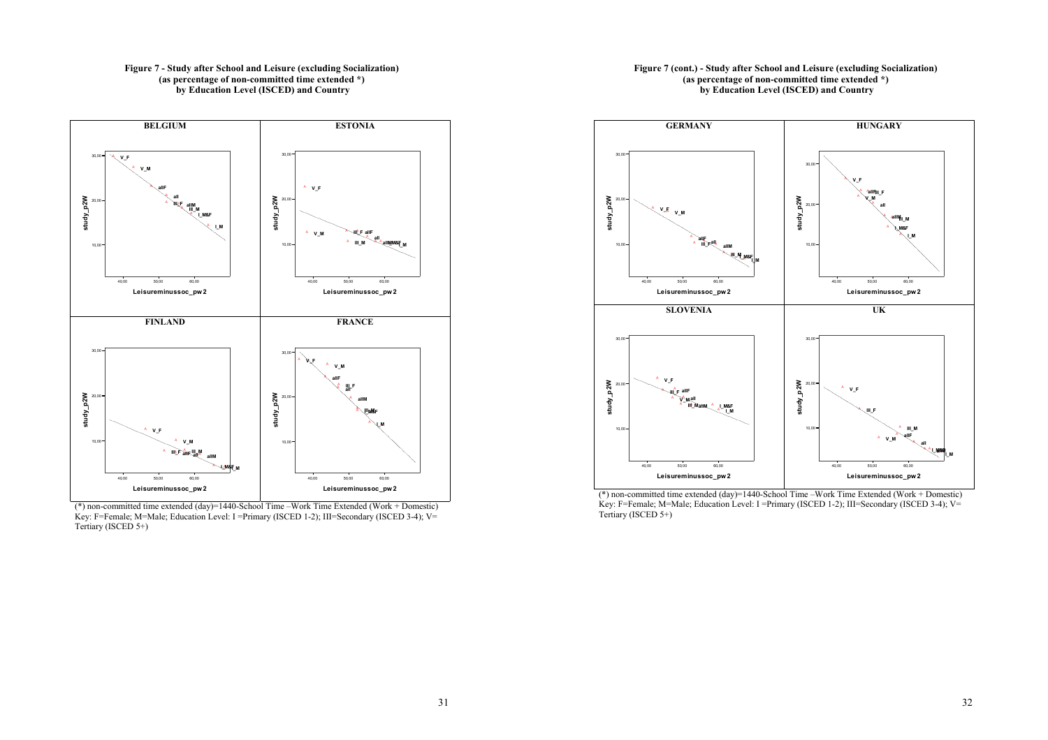**Figure 7 - Study after School and Leisure (excluding Socialization)**
**(as percentage of non-committed time extended \*)**
**by Education Level (ISCED) and Country**

(\*) non-committed time extended (day)=1440-School Time –Work Time Extended (Work + Domestic)
Key: F=Female; M=Male; Education Level: I =Primary (ISCED 1-2); III=Secondary (ISCED 3-4); V= Tertiary (ISCED 5+)

**Figure 7 (cont.) - Study after School and Leisure (excluding Socialization)**
**(as percentage of non-committed time extended \*)**
**by Education Level (ISCED) and Country**

(\*) non-committed time extended (day)=1440-School Time –Work Time Extended (Work + Domestic)
Key: F=Female; M=Male; Education Level: I =Primary (ISCED 1-2); III=Secondary (ISCED 3-4); V= Tertiary (ISCED 5+)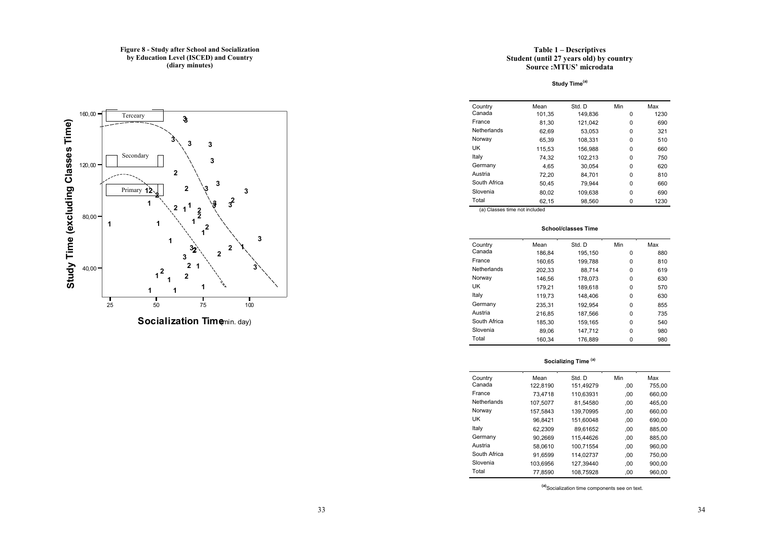**Figure 8 - Study after School and Socialization by Education Level (ISCED) and Country (diary minutes)**

**Table 1 – Descriptives**
**Student (until 27 years old) by country**
**Source :MTUS' microdata**

**Study Time(a)**

| Country | Mean | Std. D | Min | Max |
|---|---|---|---|---|
| Canada | 101,35 | 149,836 | 0 | 1230 |
| France | 81,30 | 121,042 | 0 | 690 |
| Netherlands | 62,69 | 53,053 | 0 | 321 |
| Norway | 65,39 | 108,331 | 0 | 510 |
| UK | 115,53 | 156,988 | 0 | 660 |
| Italy | 74,32 | 102,213 | 0 | 750 |
| Germany | 4,65 | 30,054 | 0 | 620 |
| Austria | 72,20 | 84,701 | 0 | 810 |
| South Africa | 50,45 | 79,944 | 0 | 660 |
| Slovenia | 80,02 | 109,638 | 0 | 690 |
| Total | 62,15 | 98,560 | 0 | 1230 |

(a) Classes time not included

**School/classes Time**

| Country | Mean | Std. D | Min | Max |
|---|---|---|---|---|
| Canada | 186,84 | 195,150 | 0 | 880 |
| France | 160,65 | 199,788 | 0 | 810 |
| Netherlands | 202,33 | 88,714 | 0 | 619 |
| Norway | 146,56 | 178,073 | 0 | 630 |
| UK | 179,21 | 189,618 | 0 | 570 |
| Italy | 119,73 | 148,406 | 0 | 630 |
| Germany | 235,31 | 192,954 | 0 | 855 |
| Austria | 216,85 | 187,566 | 0 | 735 |
| South Africa | 185,30 | 159,165 | 0 | 540 |
| Slovenia | 89,06 | 147,712 | 0 | 980 |
| Total | 160,34 | 176,889 | 0 | 980 |

**Socializing Time (a)**

| Country | Mean | Std. D | Min | Max |
|---|---|---|---|---|
| Canada | 122,8190 | 151,49279 | ,00 | 755,00 |
| France | 73,4718 | 110,63931 | ,00 | 660,00 |
| Netherlands | 107,5077 | 81,54580 | ,00 | 465,00 |
| Norway | 157,5843 | 139,70995 | ,00 | 660,00 |
| UK | 96,8421 | 151,60048 | ,00 | 690,00 |
| Italy | 62,2309 | 89,61652 | ,00 | 885,00 |
| Germany | 90,2669 | 115,44626 | ,00 | 885,00 |
| Austria | 58,0610 | 100,71554 | ,00 | 960,00 |
| South Africa | 91,6599 | 114,02737 | ,00 | 750,00 |
| Slovenia | 103,6956 | 127,39440 | ,00 | 900,00 |
| Total | 77,8590 | 108,75928 | ,00 | 960,00 |

(a) Socialization time components see on text.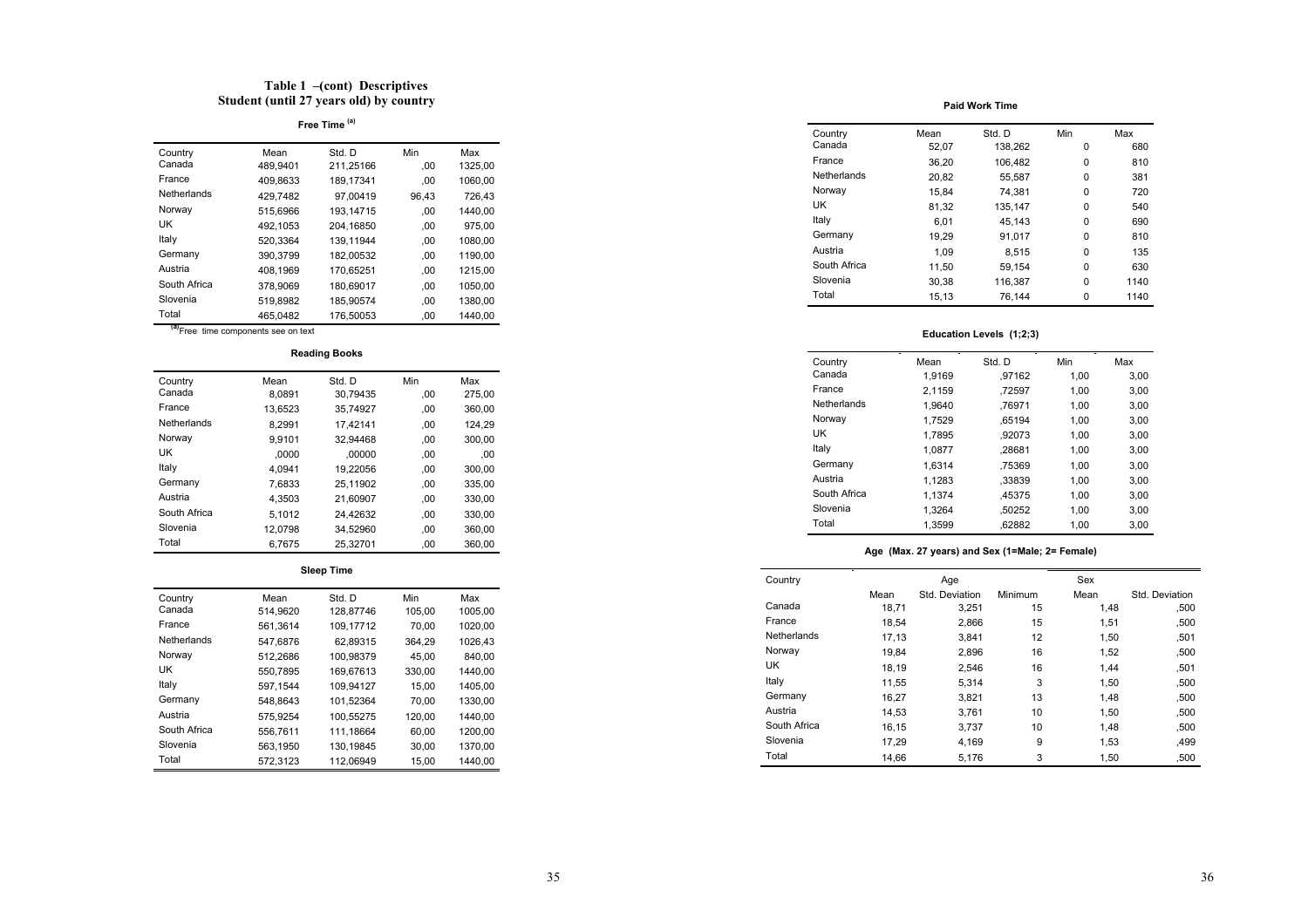## Table 1 –(cont) Descriptives
## Student (until 27 years old) by country

**Free Time [(a)]**

| Country | Mean | Std. D | Min | Max |
|---|---|---|---|---|
| Canada | 489,9401 | 211,25166 | ,00 | 1325,00 |
| France | 409,8633 | 189,17341 | ,00 | 1060,00 |
| Netherlands | 429,7482 | 97,00419 | 96,43 | 726,43 |
| Norway | 515,6966 | 193,14715 | ,00 | 1440,00 |
| UK | 492,1053 | 204,16850 | ,00 | 975,00 |
| Italy | 520,3364 | 139,11944 | ,00 | 1080,00 |
| Germany | 390,3799 | 182,00532 | ,00 | 1190,00 |
| Austria | 408,1969 | 170,65251 | ,00 | 1215,00 |
| South Africa | 378,9069 | 180,69017 | ,00 | 1050,00 |
| Slovenia | 519,8982 | 185,90574 | ,00 | 1380,00 |
| Total | 465,0482 | 176,50053 | ,00 | 1440,00 |

[(a)] Free time components see on text

**Reading Books**

| Country | Mean | Std. D | Min | Max |
|---|---|---|---|---|
| Canada | 8,0891 | 30,79435 | ,00 | 275,00 |
| France | 13,6523 | 35,74927 | ,00 | 360,00 |
| Netherlands | 8,2991 | 17,42141 | ,00 | 124,29 |
| Norway | 9,9101 | 32,94468 | ,00 | 300,00 |
| UK | ,0000 | ,00000 | ,00 | ,00 |
| Italy | 4,0941 | 19,22056 | ,00 | 300,00 |
| Germany | 7,6833 | 25,11902 | ,00 | 335,00 |
| Austria | 4,3503 | 21,60907 | ,00 | 330,00 |
| South Africa | 5,1012 | 24,42632 | ,00 | 330,00 |
| Slovenia | 12,0798 | 34,52960 | ,00 | 360,00 |
| Total | 6,7675 | 25,32701 | ,00 | 360,00 |

**Sleep Time**

| Country | Mean | Std. D | Min | Max |
|---|---|---|---|---|
| Canada | 514,9620 | 128,87746 | 105,00 | 1005,00 |
| France | 561,3614 | 109,17712 | 70,00 | 1020,00 |
| Netherlands | 547,6876 | 62,89315 | 364,29 | 1026,43 |
| Norway | 512,2686 | 100,98379 | 45,00 | 840,00 |
| UK | 550,7895 | 169,67613 | 330,00 | 1440,00 |
| Italy | 597,1544 | 109,94127 | 15,00 | 1405,00 |
| Germany | 548,8643 | 101,52364 | 70,00 | 1330,00 |
| Austria | 575,9254 | 100,55275 | 120,00 | 1440,00 |
| South Africa | 556,7611 | 111,18664 | 60,00 | 1200,00 |
| Slovenia | 563,1950 | 130,19845 | 30,00 | 1370,00 |
| Total | 572,3123 | 112,06949 | 15,00 | 1440,00 |

**Paid Work Time**

| Country | Mean | Std. D | Min | Max |
|---|---|---|---|---|
| Canada | 52,07 | 138,262 | 0 | 680 |
| France | 36,20 | 106,482 | 0 | 810 |
| Netherlands | 20,82 | 55,587 | 0 | 381 |
| Norway | 15,84 | 74,381 | 0 | 720 |
| UK | 81,32 | 135,147 | 0 | 540 |
| Italy | 6,01 | 45,143 | 0 | 690 |
| Germany | 19,29 | 91,017 | 0 | 810 |
| Austria | 1,09 | 8,515 | 0 | 135 |
| South Africa | 11,50 | 59,154 | 0 | 630 |
| Slovenia | 30,38 | 116,387 | 0 | 1140 |
| Total | 15,13 | 76,144 | 0 | 1140 |

**Education Levels (1;2;3)**

| Country | Mean | Std. D | Min | Max |
|---|---|---|---|---|
| Canada | 1,9169 | ,97162 | 1,00 | 3,00 |
| France | 2,1159 | ,72597 | 1,00 | 3,00 |
| Netherlands | 1,9640 | ,76971 | 1,00 | 3,00 |
| Norway | 1,7529 | ,65194 | 1,00 | 3,00 |
| UK | 1,7895 | ,92073 | 1,00 | 3,00 |
| Italy | 1,0877 | ,28681 | 1,00 | 3,00 |
| Germany | 1,6314 | ,75369 | 1,00 | 3,00 |
| Austria | 1,1283 | ,33839 | 1,00 | 3,00 |
| South Africa | 1,1374 | ,45375 | 1,00 | 3,00 |
| Slovenia | 1,3264 | ,50252 | 1,00 | 3,00 |
| Total | 1,3599 | ,62882 | 1,00 | 3,00 |

**Age (Max. 27 years) and Sex (1=Male; 2= Female)**

| Country | Age | | | Sex | |
|---|---|---|---|---|---|
| | Mean | Std. Deviation | Minimum | Mean | Std. Deviation |
| Canada | 18,71 | 3,251 | 15 | 1,48 | ,500 |
| France | 18,54 | 2,866 | 15 | 1,51 | ,500 |
| Netherlands | 17,13 | 3,841 | 12 | 1,50 | ,501 |
| Norway | 19,84 | 2,896 | 16 | 1,52 | ,500 |
| UK | 18,19 | 2,546 | 16 | 1,44 | ,501 |
| Italy | 11,55 | 5,314 | 3 | 1,50 | ,500 |
| Germany | 16,27 | 3,821 | 13 | 1,48 | ,500 |
| Austria | 14,53 | 3,761 | 10 | 1,50 | ,500 |
| South Africa | 16,15 | 3,737 | 10 | 1,48 | ,500 |
| Slovenia | 17,29 | 4,169 | 9 | 1,53 | ,499 |
| Total | 14,66 | 5,176 | 3 | 1,50 | ,500 |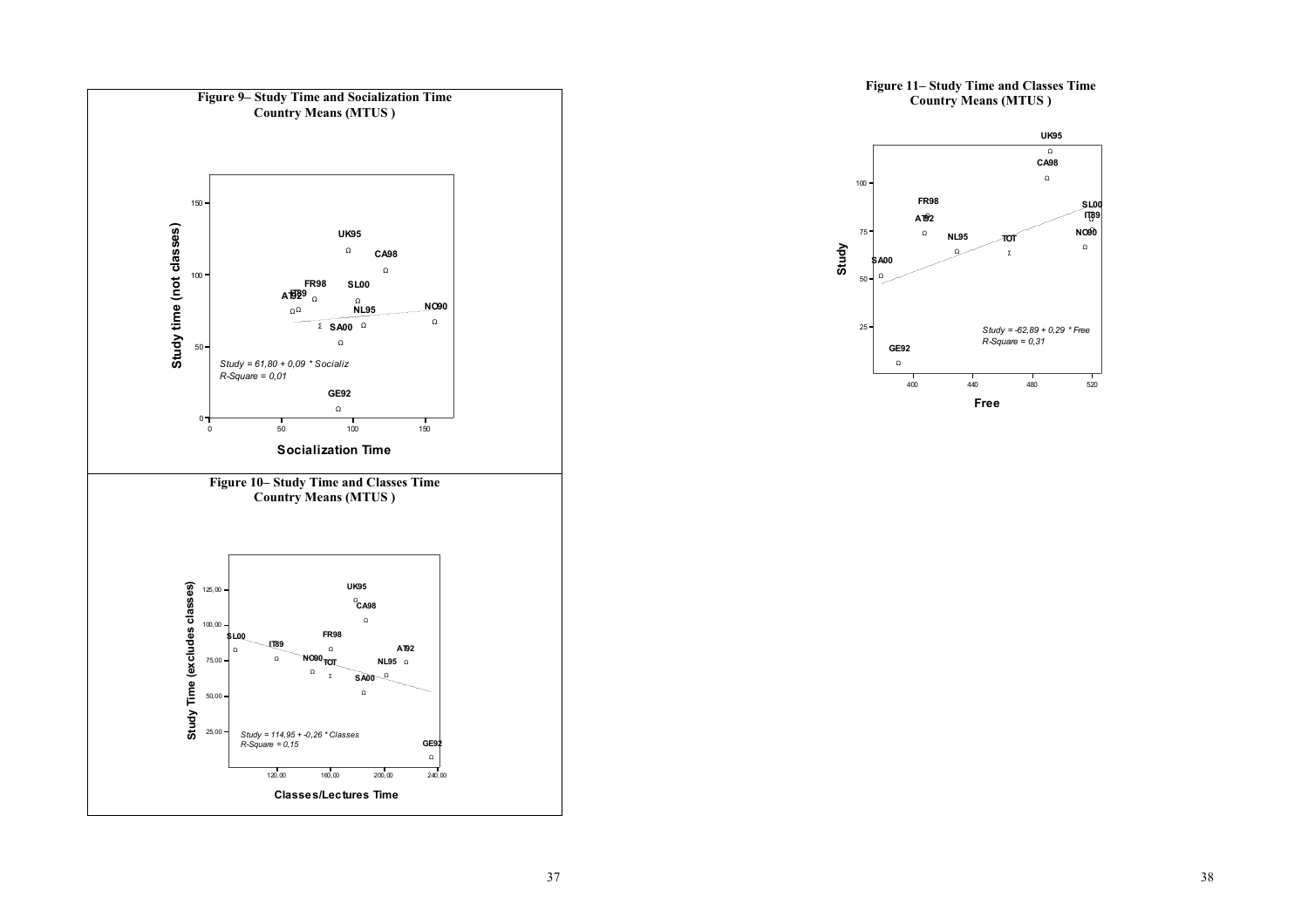**Figure 9– Study Time and Socialization Time**
**Country Means (MTUS )**

Study time (not classes)

Socialization Time

*Study = 61,80 + 0,09 * Socializ*
*R-Square = 0,01*

**Figure 10– Study Time and Classes Time**
**Country Means (MTUS )**

Study Time (excludes classes)

Classes/Lectures Time

*Study = 114,95 + -0,26 * Classes*
*R-Square = 0,15*

**Figure 11– Study Time and Classes Time**
**Country Means (MTUS )**

Study

Free

*Study = -62,89 + 0,29 * Free*
*R-Square = 0,31*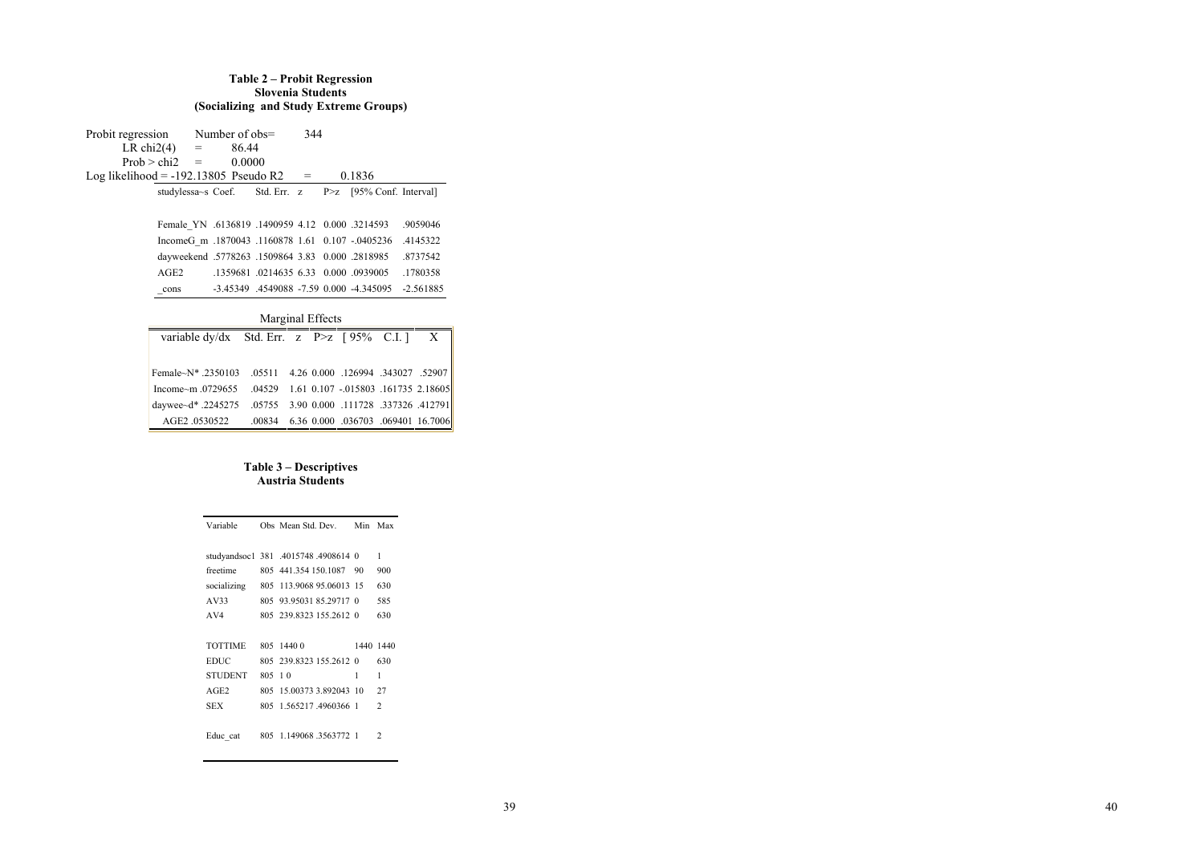### Table 2 – Probit Regression
### Slovenia Students
### (Socializing and Study Extreme Groups)

Probit regression Number of obs= 344
LR chi2(4) = 86.44
Prob > chi2 = 0.0000
Log likelihood = -192.13805 Pseudo R2 = 0.1836

| studylessa~s | Coef. | Std. Err. | z | P>z | [95% Conf. | Interval] |
|---|---|---|---|---|---|---|
| Female_YN | .6136819 | .1490959 | 4.12 | 0.000 | .3214593 | .9059046 |
| IncomeG_m | .1870043 | .1160878 | 1.61 | 0.107 | -.0405236 | .4145322 |
| dayweekend | .5778263 | .1509864 | 3.83 | 0.000 | .2818985 | .8737542 |
| AGE2 | .1359681 | .0214635 | 6.33 | 0.000 | .0939005 | .1780358 |
| _cons | -3.45349 | .4549088 | -7.59 | 0.000 | -4.345095 | -2.561885 |

Marginal Effects

| variable | dy/dx | Std. Err. | z | P>z | [ 95% | C.I. ] | X |
|---|---|---|---|---|---|---|---|
| Female~N* | .2350103 | .05511 | 4.26 | 0.000 | .126994 | .343027 | .52907 |
| Income~m | .0729655 | .04529 | 1.61 | 0.107 | -.015803 | .161735 | 2.18605 |
| daywee~d* | .2245275 | .05755 | 3.90 | 0.000 | .111728 | .337326 | .412791 |
| AGE2 | .0530522 | .00834 | 6.36 | 0.000 | .036703 | .069401 | 16.7006 |

### Table 3 – Descriptives
### Austria Students

| Variable | Obs | Mean | Std. Dev. | Min | Max |
|---|---|---|---|---|---|
| studyandsoc1 | 381 | .4015748 | .4908614 | 0 | 1 |
| freetime | 805 | 441.354 | 150.1087 | 90 | 900 |
| socializing | 805 | 113.9068 | 95.06013 | 15 | 630 |
| AV33 | 805 | 93.95031 | 85.29717 | 0 | 585 |
| AV4 | 805 | 239.8323 | 155.2612 | 0 | 630 |
| TOTTIME | 805 | 1440 | 0 | 1440 | 1440 |
| EDUC | 805 | 239.8323 | 155.2612 | 0 | 630 |
| STUDENT | 805 | 1 | 0 | 1 | 1 |
| AGE2 | 805 | 15.00373 | 3.892043 | 10 | 27 |
| SEX | 805 | 1.565217 | .4960366 | 1 | 2 |
| Educ_cat | 805 | 1.149068 | .3563772 | 1 | 2 |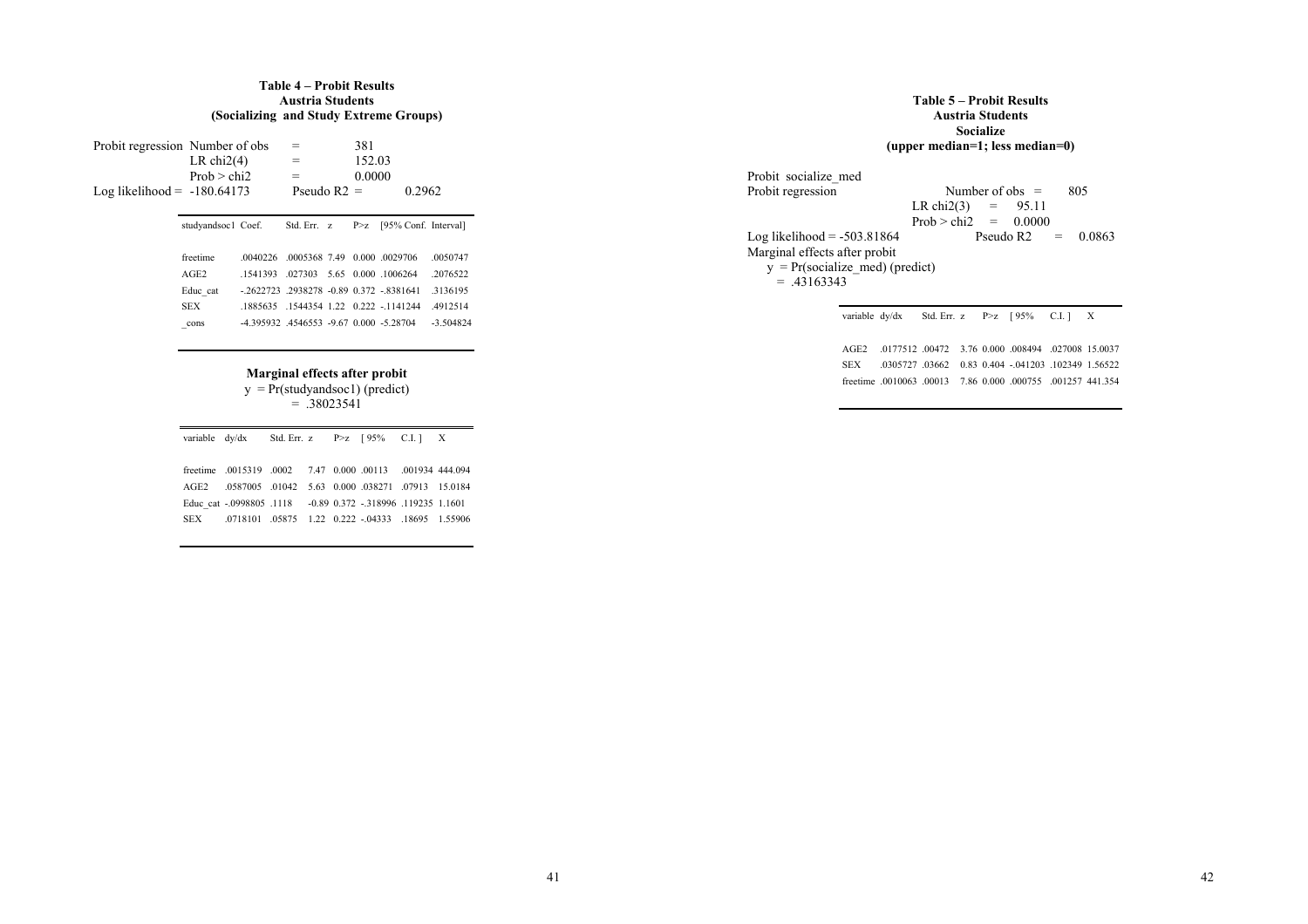**Table 4 – Probit Results**
**Austria Students**
**(Socializing and Study Extreme Groups)**

| | | | |
|---|---|---|---|
| Probit regression | Number of obs | = | 381 |
| | LR chi2(4) | = | 152.03 |
| | Prob > chi2 | = | 0.0000 |
| Log likelihood = -180.64173 | | Pseudo R2 = | 0.2962 |

| studyandsoc1 | Coef. | Std. Err. | z | P>z | [95% Conf. | Interval] |
|---|---|---|---|---|---|---|
| freetime | .0040226 | .0005368 | 7.49 | 0.000 | .0029706 | .0050747 |
| AGE2 | .1541393 | .027303 | 5.65 | 0.000 | .1006264 | .2076522 |
| Educ_cat | -.2622723 | .2938278 | -0.89 | 0.372 | -.8381641 | .3136195 |
| SEX | .1885635 | .1544354 | 1.22 | 0.222 | -.1141244 | .4912514 |
| _cons | -4.395932 | .4546553 | -9.67 | 0.000 | -5.28704 | -3.504824 |

**Marginal effects after probit**

y = Pr(studyandsoc1) (predict)
= .38023541

| variable | dy/dx | Std. Err. | z | P>z | [ 95% | C.I. ] | X |
|---|---|---|---|---|---|---|---|
| freetime | .0015319 | .0002 | 7.47 | 0.000 | .00113 | .001934 | 444.094 |
| AGE2 | .0587005 | .01042 | 5.63 | 0.000 | .038271 | .07913 | 15.0184 |
| Educ_cat | -.0998805 | .1118 | -0.89 | 0.372 | -.318996 | .119235 | 1.1601 |
| SEX | .0718101 | .05875 | 1.22 | 0.222 | -.04333 | .18695 | 1.55906 |

**Table 5 – Probit Results**
**Austria Students**
**Socialize**
**(upper median=1; less median=0)**

Probit socialize_med

| | | | |
|---|---|---|---|
| Probit regression | Number of obs | = | 805 |
| | LR chi2(3) | = | 95.11 |
| | Prob > chi2 | = | 0.0000 |
| Log likelihood = -503.81864 | Pseudo R2 | = | 0.0863 |

Marginal effects after probit

y = Pr(socialize_med) (predict)
= .43163343

| variable | dy/dx | Std. Err. | z | P>z | [ 95% | C.I. ] | X |
|---|---|---|---|---|---|---|---|
| AGE2 | .0177512 | .00472 | 3.76 | 0.000 | .008494 | .027008 | 15.0037 |
| SEX | .0305727 | .03662 | 0.83 | 0.404 | -.041203 | .102349 | 1.56522 |
| freetime | .0010063 | .00013 | 7.86 | 0.000 | .000755 | .001257 | 441.354 |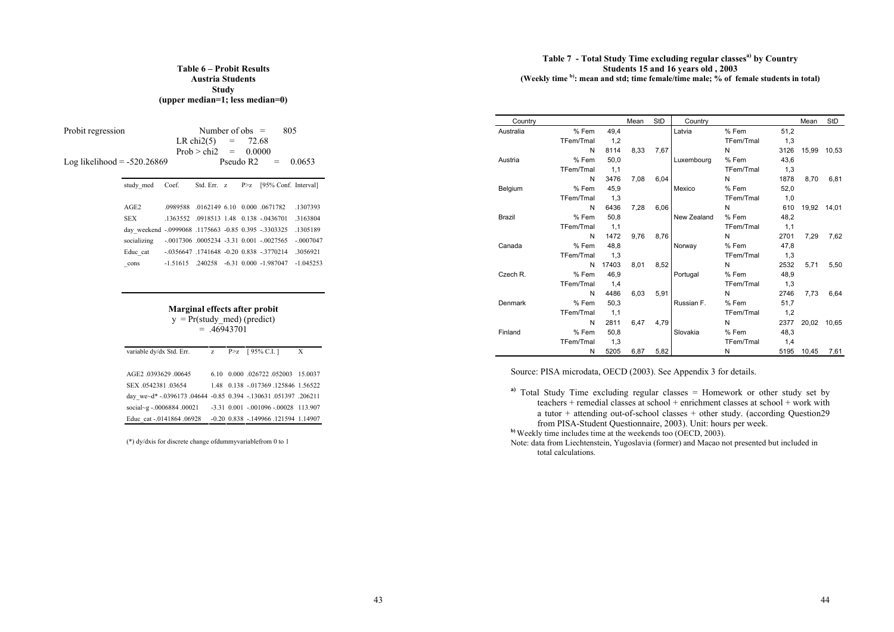**Table 6 – Probit Results**
**Austria Students**
**Study**
**(upper median=1; less median=0)**

Probit regression Number of obs = 805
LR chi2(5) = 72.68
Prob > chi2 = 0.0000
Log likelihood = -520.26869 Pseudo R2 = 0.0653

| study_med | Coef. | Std. Err. | z | P>z | [95% Conf. | Interval] |
|---|---|---|---|---|---|---|
| AGE2 | .0989588 | .0162149 | 6.10 | 0.000 | .0671782 | .1307393 |
| SEX | .1363552 | .0918513 | 1.48 | 0.138 | -.0436701 | .3163804 |
| day_weekend | -.0999068 | .1175663 | -0.85 | 0.395 | -.3303325 | .1305189 |
| socializing | -.0017306 | .0005234 | -3.31 | 0.001 | -.0027565 | -.0007047 |
| Educ_cat | -.0356647 | .1741648 | -0.20 | 0.838 | -.3770214 | .3056921 |
| _cons | -1.51615 | .240258 | -6.31 | 0.000 | -1.987047 | -1.045253 |

**Marginal effects after probit**
y = Pr(study_med) (predict)
= .46943701

| variable | dy/dx | Std. Err. | z | P>z | [ 95% C.I. ] | | X |
|---|---|---|---|---|---|---|---|
| AGE2 | .0393629 | .00645 | 6.10 | 0.000 | .026722 | .052003 | 15.0037 |
| SEX | .0542381 | .03654 | 1.48 | 0.138 | -.017369 | .125846 | 1.56522 |
| day_we~d* | -.0396173 | .04644 | -0.85 | 0.394 | -.130631 | .051397 | .206211 |
| social~g | -.0006884 | .00021 | -3.31 | 0.001 | -.001096 | -.00028 | 113.907 |
| Educ_cat | -.0141864 | .06928 | -0.20 | 0.838 | -.149966 | .121594 | 1.14907 |

(*) dy/dxis for discrete change ofdummyvariablefrom 0 to 1

**Table 7 - Total Study Time excluding regular classes[a] by Country**
**Students 15 and 16 years old , 2003**
**(Weekly time [b]: mean and std; time female/time male; % of female students in total)**

| Country | | | Mean | StD | Country | | | Mean | StD |
|---|---|---|---|---|---|---|---|---|---|
| Australia | % Fem | 49,4 | | | Latvia | % Fem | 51,2 | | |
| | TFem/Tmal | 1,2 | | | | TFem/Tmal | 1,3 | | |
| | N | 8114 | 8,33 | 7,67 | | N | 3126 | 15,99 | 10,53 |
| Austria | % Fem | 50,0 | | | Luxembourg | % Fem | 43,6 | | |
| | TFem/Tmal | 1,1 | | | | TFem/Tmal | 1,3 | | |
| | N | 3476 | 7,08 | 6,04 | | N | 1878 | 8,70 | 6,81 |
| Belgium | % Fem | 45,9 | | | Mexico | % Fem | 52,0 | | |
| | TFem/Tmal | 1,3 | | | | TFem/Tmal | 1,0 | | |
| | N | 6436 | 7,28 | 6,06 | | N | 610 | 19,92 | 14,01 |
| Brazil | % Fem | 50,8 | | | New Zealand | % Fem | 48,2 | | |
| | TFem/Tmal | 1,1 | | | | TFem/Tmal | 1,1 | | |
| | N | 1472 | 9,76 | 8,76 | | N | 2701 | 7,29 | 7,62 |
| Canada | % Fem | 48,8 | | | Norway | % Fem | 47,8 | | |
| | TFem/Tmal | 1,3 | | | | TFem/Tmal | 1,3 | | |
| | N | 17403 | 8,01 | 8,52 | | N | 2532 | 5,71 | 5,50 |
| Czech R. | % Fem | 46,9 | | | Portugal | % Fem | 48,9 | | |
| | TFem/Tmal | 1,4 | | | | TFem/Tmal | 1,3 | | |
| | N | 4486 | 6,03 | 5,91 | | N | 2746 | 7,73 | 6,64 |
| Denmark | % Fem | 50,3 | | | Russian F. | % Fem | 51,7 | | |
| | TFem/Tmal | 1,1 | | | | TFem/Tmal | 1,2 | | |
| | N | 2811 | 6,47 | 4,79 | | N | 2377 | 20,02 | 10,65 |
| Finland | % Fem | 50,8 | | | Slovakia | % Fem | 48,3 | | |
| | TFem/Tmal | 1,3 | | | | TFem/Tmal | 1,4 | | |
| | N | 5205 | 6,87 | 5,82 | | N | 5195 | 10,45 | 7,61 |

Source: PISA microdata, OECD (2003). See Appendix 3 for details.

[a] Total Study Time excluding regular classes = Homework or other study set by teachers + remedial classes at school + enrichment classes at school + work with a tutor + attending out-of-school classes + other study. (according Question29 from PISA-Student Questionnaire, 2003). Unit: hours per week.

[b] Weekly time includes time at the weekends too (OECD, 2003).

Note: data from Liechtenstein, Yugoslavia (former) and Macao not presented but included in total calculations.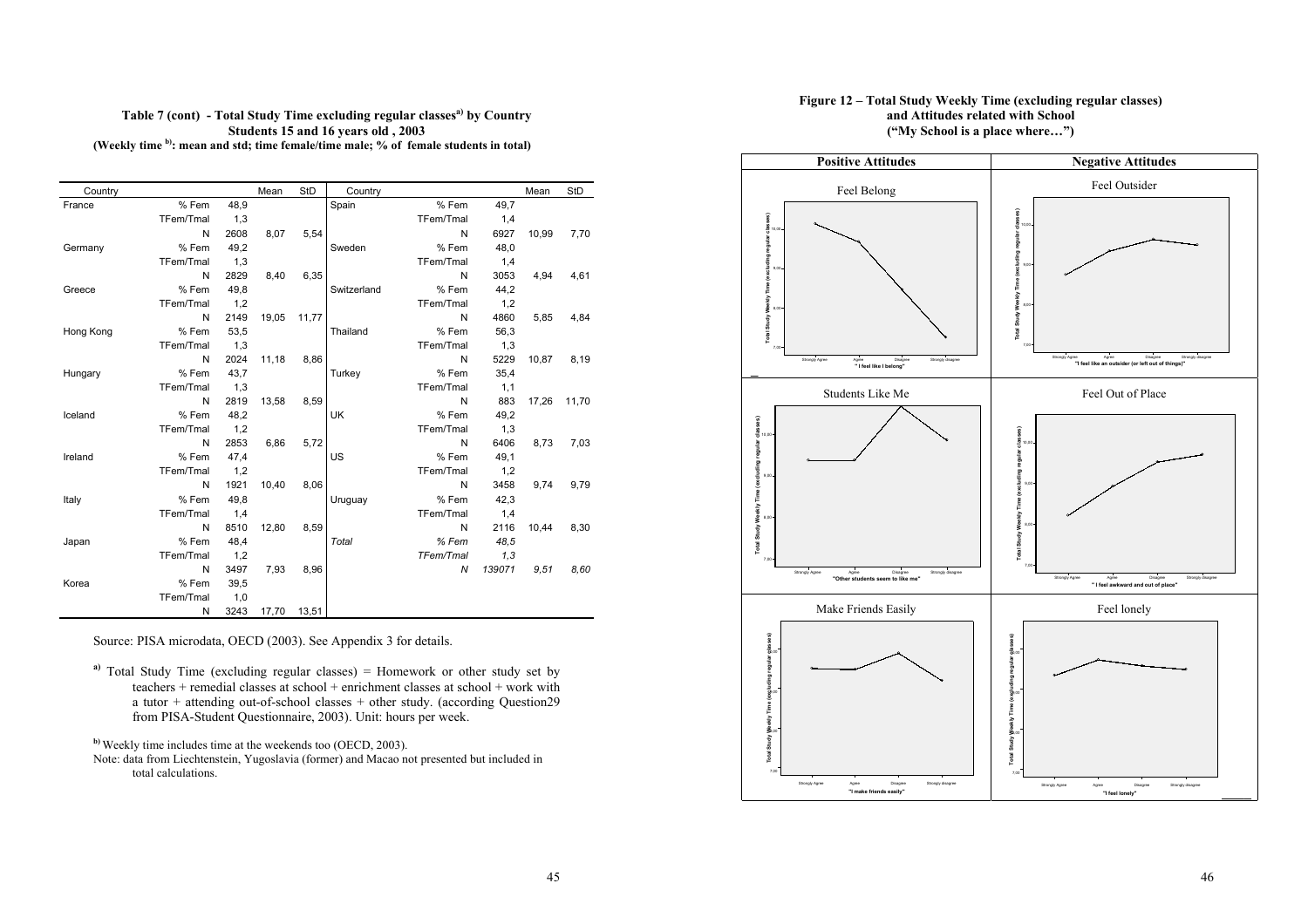**Table 7 (cont) - Total Study Time excluding regular classes[a] by Country**
**Students 15 and 16 years old , 2003**
**(Weekly time [b]: mean and std; time female/time male; % of female students in total)**

| Country | | | Mean | StD | Country | | | Mean | StD |
|---|---|---|---|---|---|---|---|---|---|
| France | % Fem | 48,9 | | | Spain | % Fem | 49,7 | | |
| | TFem/Tmal | 1,3 | | | | TFem/Tmal | 1,4 | | |
| | N | 2608 | 8,07 | 5,54 | | N | 6927 | 10,99 | 7,70 |
| Germany | % Fem | 49,2 | | | Sweden | % Fem | 48,0 | | |
| | TFem/Tmal | 1,3 | | | | TFem/Tmal | 1,4 | | |
| | N | 2829 | 8,40 | 6,35 | | N | 3053 | 4,94 | 4,61 |
| Greece | % Fem | 49,8 | | | Switzerland | % Fem | 44,2 | | |
| | TFem/Tmal | 1,2 | | | | TFem/Tmal | 1,2 | | |
| | N | 2149 | 19,05 | 11,77 | | N | 4860 | 5,85 | 4,84 |
| Hong Kong | % Fem | 53,5 | | | Thailand | % Fem | 56,3 | | |
| | TFem/Tmal | 1,3 | | | | TFem/Tmal | 1,3 | | |
| | N | 2024 | 11,18 | 8,86 | | N | 5229 | 10,87 | 8,19 |
| Hungary | % Fem | 43,7 | | | Turkey | % Fem | 35,4 | | |
| | TFem/Tmal | 1,3 | | | | TFem/Tmal | 1,1 | | |
| | N | 2819 | 13,58 | 8,59 | | N | 883 | 17,26 | 11,70 |
| Iceland | % Fem | 48,2 | | | UK | % Fem | 49,2 | | |
| | TFem/Tmal | 1,2 | | | | TFem/Tmal | 1,3 | | |
| | N | 2853 | 6,86 | 5,72 | | N | 6406 | 8,73 | 7,03 |
| Ireland | % Fem | 47,4 | | | US | % Fem | 49,1 | | |
| | TFem/Tmal | 1,2 | | | | TFem/Tmal | 1,2 | | |
| | N | 1921 | 10,40 | 8,06 | | N | 3458 | 9,74 | 9,79 |
| Italy | % Fem | 49,8 | | | Uruguay | % Fem | 42,3 | | |
| | TFem/Tmal | 1,4 | | | | TFem/Tmal | 1,4 | | |
| | N | 8510 | 12,80 | 8,59 | | N | 2116 | 10,44 | 8,30 |
| Japan | % Fem | 48,4 | | | *Total* | *% Fem* | *48,5* | | |
| | TFem/Tmal | 1,2 | | | | *TFem/Tmal* | *1,3* | | |
| | N | 3497 | 7,93 | 8,96 | | *N* | *139071* | *9,51* | *8,60* |
| Korea | % Fem | 39,5 | | | | | | | |
| | TFem/Tmal | 1,0 | | | | | | | |
| | N | 3243 | 17,70 | 13,51 | | | | | |

Source: PISA microdata, OECD (2003). See Appendix 3 for details.

[a] Total Study Time (excluding regular classes) = Homework or other study set by teachers + remedial classes at school + enrichment classes at school + work with a tutor + attending out-of-school classes + other study. (according Question29 from PISA-Student Questionnaire, 2003). Unit: hours per week.

[b] Weekly time includes time at the weekends too (OECD, 2003).

Note: data from Liechtenstein, Yugoslavia (former) and Macao not presented but included in total calculations.

**Figure 12 – Total Study Weekly Time (excluding regular classes) and Attitudes related with School ("My School is a place where…")**

| Positive Attitudes | Negative Attitudes |
|---|---|
| Feel Belong ("I feel like I belong") | Feel Outsider ("I feel like an outsider (or left out of things)") |
| Students Like Me ("Other students seem to like me") | Feel Out of Place ("I feel awkward and out of place") |
| Make Friends Easily ("I make friends easily") | Feel lonely ("I feel lonely") |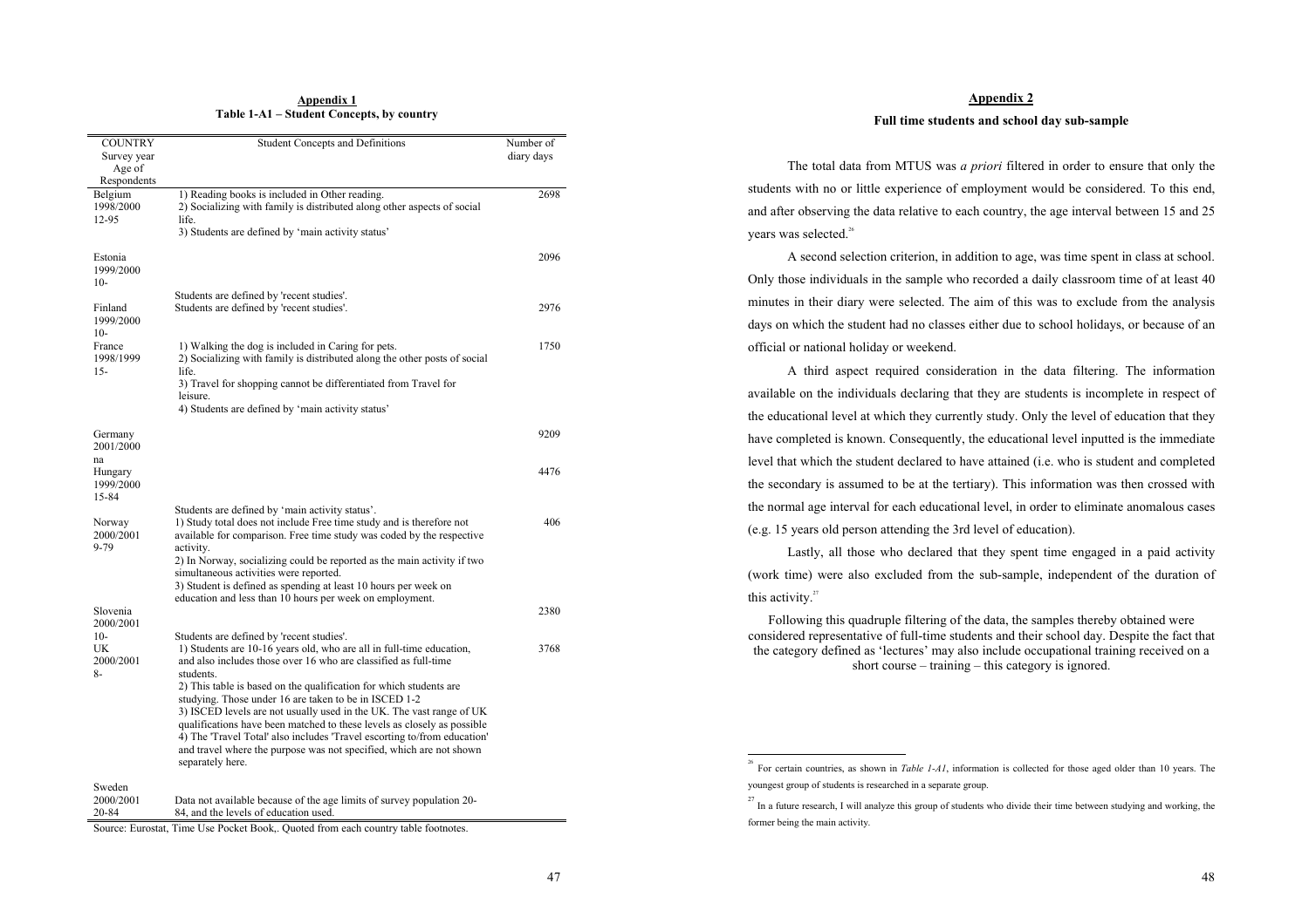## Appendix 1

**Table 1-A1 – Student Concepts, by country**

| COUNTRY Survey year Age of Respondents | Student Concepts and Definitions | Number of diary days |
|---|---|---|
| Belgium 1998/2000 12-95 | 1) Reading books is included in Other reading. 2) Socializing with family is distributed along other aspects of social life. 3) Students are defined by 'main activity status' | 2698 |
| Estonia 1999/2000 10- | Students are defined by 'recent studies'. | 2096 |
| Finland 1999/2000 10- | Students are defined by 'recent studies'. | 2976 |
| France 1998/1999 15- | 1) Walking the dog is included in Caring for pets. 2) Socializing with family is distributed along the other posts of social life. 3) Travel for shopping cannot be differentiated from Travel for leisure. 4) Students are defined by 'main activity status' | 1750 |
| Germany 2001/2000 na | | 9209 |
| Hungary 1999/2000 15-84 | Students are defined by 'main activity status'. | 4476 |
| Norway 2000/2001 9-79 | 1) Study total does not include Free time study and is therefore not available for comparison. Free time study was coded by the respective activity. 2) In Norway, socializing could be reported as the main activity if two simultaneous activities were reported. 3) Student is defined as spending at least 10 hours per week on education and less than 10 hours per week on employment. | 406 |
| Slovenia 2000/2001 10- | Students are defined by 'recent studies'. | 2380 |
| UK 2000/2001 8- | 1) Students are 10-16 years old, who are all in full-time education, and also includes those over 16 who are classified as full-time students. 2) This table is based on the qualification for which students are studying. Those under 16 are taken to be in ISCED 1-2 3) ISCED levels are not usually used in the UK. The vast range of UK qualifications have been matched to these levels as closely as possible 4) The 'Travel Total' also includes 'Travel escorting to/from education' and travel where the purpose was not specified, which are not shown separately here. | 3768 |
| Sweden 2000/2001 20-84 | Data not available because of the age limits of survey population 20-84, and the levels of education used. | |

Source: Eurostat, Time Use Pocket Book,. Quoted from each country table footnotes.

## Appendix 2

**Full time students and school day sub-sample**

The total data from MTUS was *a priori* filtered in order to ensure that only the students with no or little experience of employment would be considered. To this end, and after observing the data relative to each country, the age interval between 15 and 25 years was selected.[26]

A second selection criterion, in addition to age, was time spent in class at school. Only those individuals in the sample who recorded a daily classroom time of at least 40 minutes in their diary were selected. The aim of this was to exclude from the analysis days on which the student had no classes either due to school holidays, or because of an official or national holiday or weekend.

A third aspect required consideration in the data filtering. The information available on the individuals declaring that they are students is incomplete in respect of the educational level at which they currently study. Only the level of education that they have completed is known. Consequently, the educational level inputted is the immediate level that which the student declared to have attained (i.e. who is student and completed the secondary is assumed to be at the tertiary). This information was then crossed with the normal age interval for each educational level, in order to eliminate anomalous cases (e.g. 15 years old person attending the 3rd level of education).

Lastly, all those who declared that they spent time engaged in a paid activity (work time) were also excluded from the sub-sample, independent of the duration of this activity.[27]

Following this quadruple filtering of the data, the samples thereby obtained were considered representative of full-time students and their school day. Despite the fact that the category defined as 'lectures' may also include occupational training received on a short course – training – this category is ignored.

[26] For certain countries, as shown in *Table 1-A1*, information is collected for those aged older than 10 years. The youngest group of students is researched in a separate group.

[27] In a future research, I will analyze this group of students who divide their time between studying and working, the former being the main activity.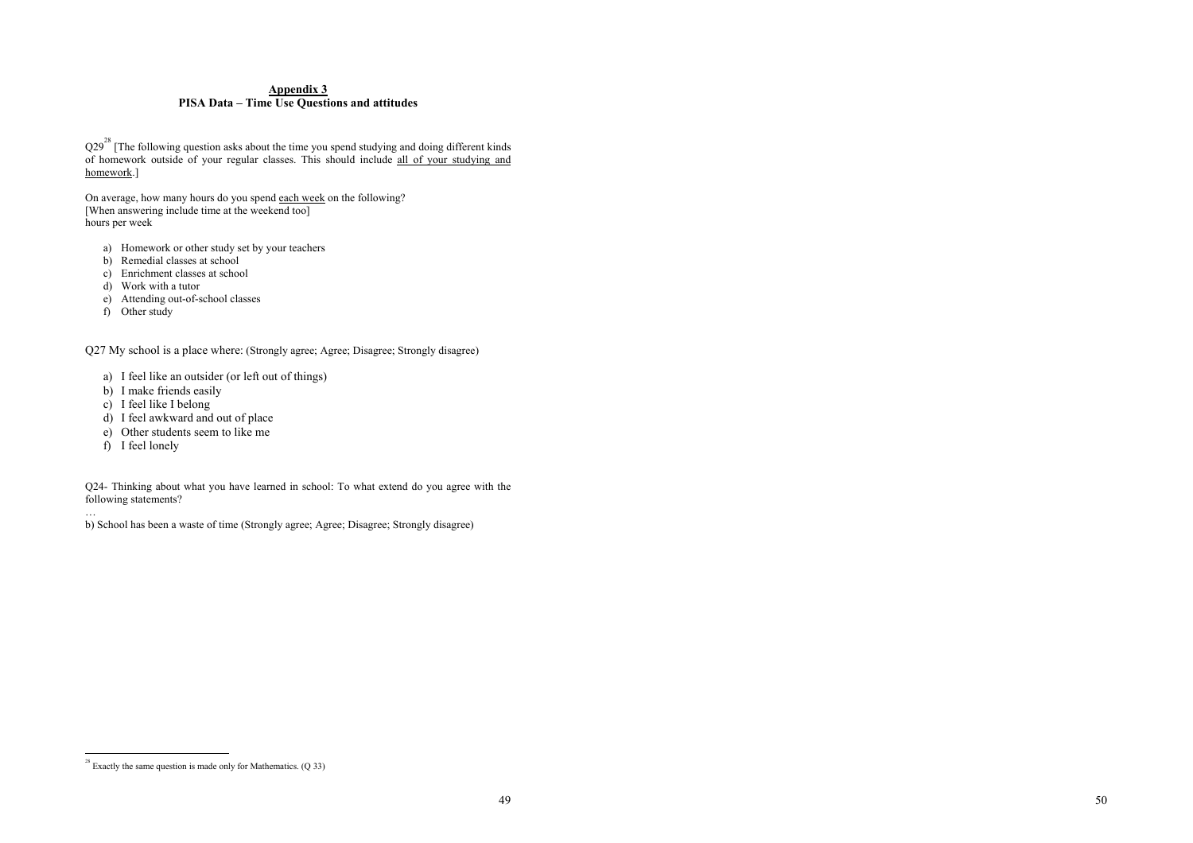## Appendix 3
### PISA Data – Time Use Questions and attitudes

Q29[28] [The following question asks about the time you spend studying and doing different kinds of homework outside of your regular classes. This should include all of your studying and homework.]

On average, how many hours do you spend each week on the following?
[When answering include time at the weekend too]
hours per week

a) Homework or other study set by your teachers
b) Remedial classes at school
c) Enrichment classes at school
d) Work with a tutor
e) Attending out-of-school classes
f) Other study

Q27 My school is a place where: (Strongly agree; Agree; Disagree; Strongly disagree)

a) I feel like an outsider (or left out of things)
b) I make friends easily
c) I feel like I belong
d) I feel awkward and out of place
e) Other students seem to like me
f) I feel lonely

Q24- Thinking about what you have learned in school: To what extend do you agree with the following statements?

…

b) School has been a waste of time (Strongly agree; Agree; Disagree; Strongly disagree)

[28] Exactly the same question is made only for Mathematics. (Q 33)